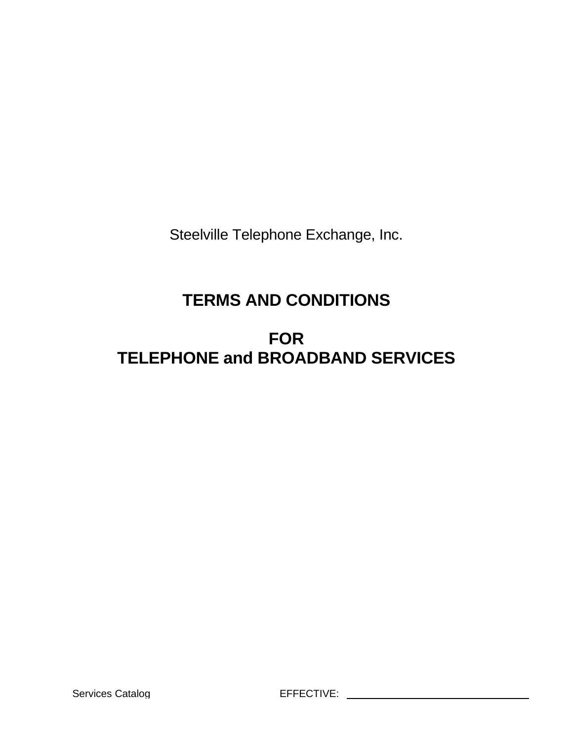Steelville Telephone Exchange, Inc.

# TERMS AND CONDITIONS

# FOR
# TELEPHONE and BROADBAND SERVICES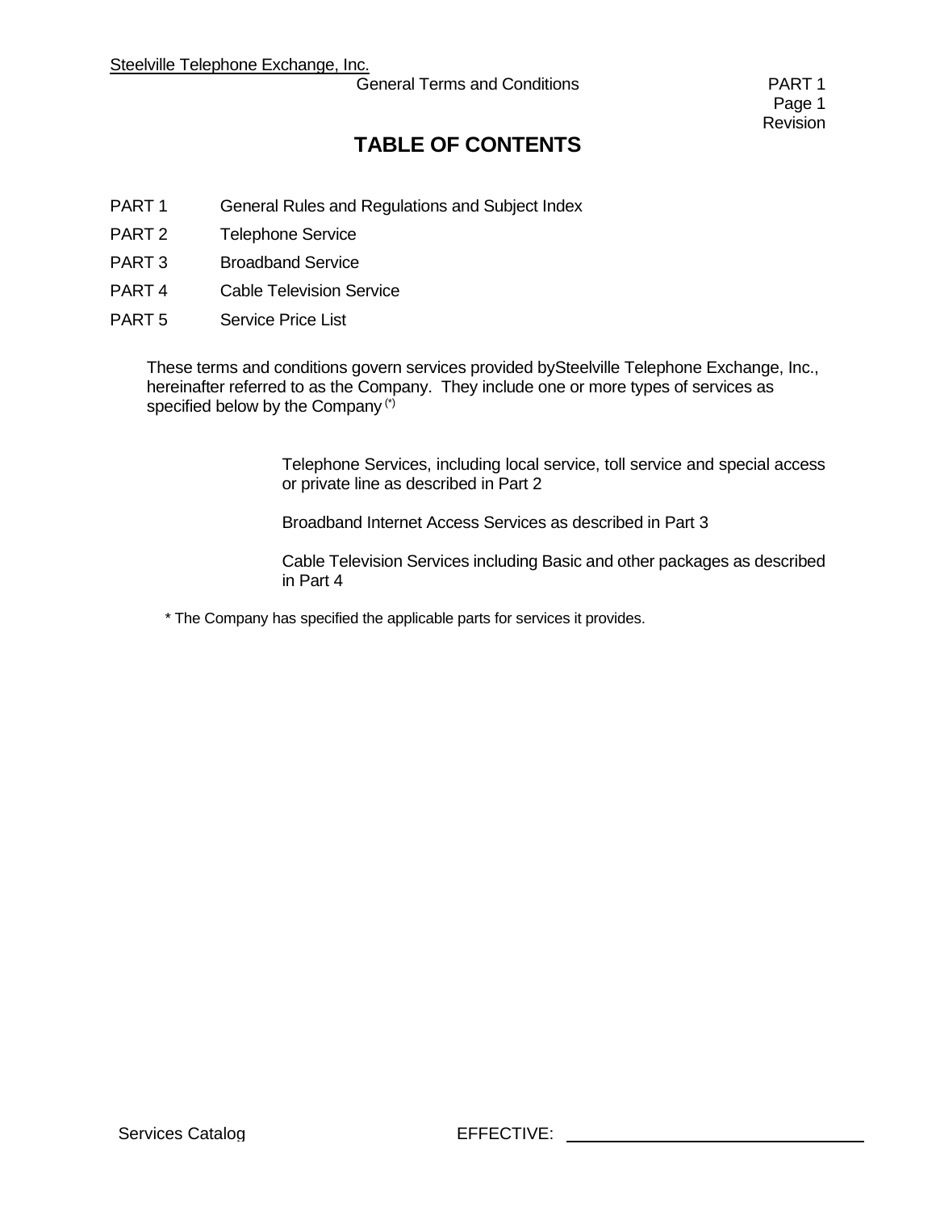# TABLE OF CONTENTS

| | |
|---|---|
| PART 1 | General Rules and Regulations and Subject Index |
| PART 2 | Telephone Service |
| PART 3 | Broadband Service |
| PART 4 | Cable Television Service |
| PART 5 | Service Price List |

These terms and conditions govern services provided bySteelville Telephone Exchange, Inc., hereinafter referred to as the Company. They include one or more types of services as specified below by the Company (*)

Telephone Services, including local service, toll service and special access or private line as described in Part 2

Broadband Internet Access Services as described in Part 3

Cable Television Services including Basic and other packages as described in Part 4

* The Company has specified the applicable parts for services it provides.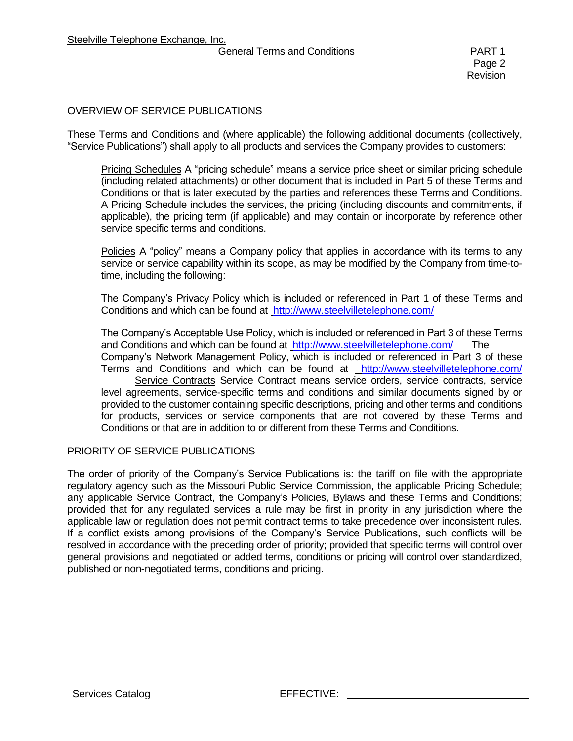## OVERVIEW OF SERVICE PUBLICATIONS

These Terms and Conditions and (where applicable) the following additional documents (collectively, "Service Publications") shall apply to all products and services the Company provides to customers:

Pricing Schedules A "pricing schedule" means a service price sheet or similar pricing schedule (including related attachments) or other document that is included in Part 5 of these Terms and Conditions or that is later executed by the parties and references these Terms and Conditions. A Pricing Schedule includes the services, the pricing (including discounts and commitments, if applicable), the pricing term (if applicable) and may contain or incorporate by reference other service specific terms and conditions.

Policies A "policy" means a Company policy that applies in accordance with its terms to any service or service capability within its scope, as may be modified by the Company from time-to-time, including the following:

The Company's Privacy Policy which is included or referenced in Part 1 of these Terms and Conditions and which can be found at http://www.steelvilletelephone.com/

The Company's Acceptable Use Policy, which is included or referenced in Part 3 of these Terms and Conditions and which can be found at http://www.steelvilletelephone.com/ The Company's Network Management Policy, which is included or referenced in Part 3 of these Terms and Conditions and which can be found at http://www.steelvilletelephone.com/

Service Contracts Service Contract means service orders, service contracts, service level agreements, service-specific terms and conditions and similar documents signed by or provided to the customer containing specific descriptions, pricing and other terms and conditions for products, services or service components that are not covered by these Terms and Conditions or that are in addition to or different from these Terms and Conditions.

## PRIORITY OF SERVICE PUBLICATIONS

The order of priority of the Company's Service Publications is: the tariff on file with the appropriate regulatory agency such as the Missouri Public Service Commission, the applicable Pricing Schedule; any applicable Service Contract, the Company's Policies, Bylaws and these Terms and Conditions; provided that for any regulated services a rule may be first in priority in any jurisdiction where the applicable law or regulation does not permit contract terms to take precedence over inconsistent rules. If a conflict exists among provisions of the Company's Service Publications, such conflicts will be resolved in accordance with the preceding order of priority; provided that specific terms will control over general provisions and negotiated or added terms, conditions or pricing will control over standardized, published or non-negotiated terms, conditions and pricing.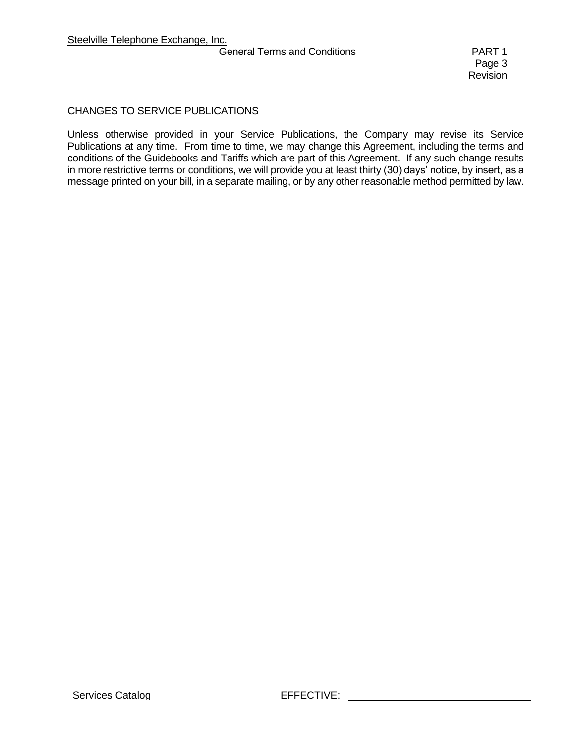## CHANGES TO SERVICE PUBLICATIONS

Unless otherwise provided in your Service Publications, the Company may revise its Service Publications at any time. From time to time, we may change this Agreement, including the terms and conditions of the Guidebooks and Tariffs which are part of this Agreement. If any such change results in more restrictive terms or conditions, we will provide you at least thirty (30) days' notice, by insert, as a message printed on your bill, in a separate mailing, or by any other reasonable method permitted by law.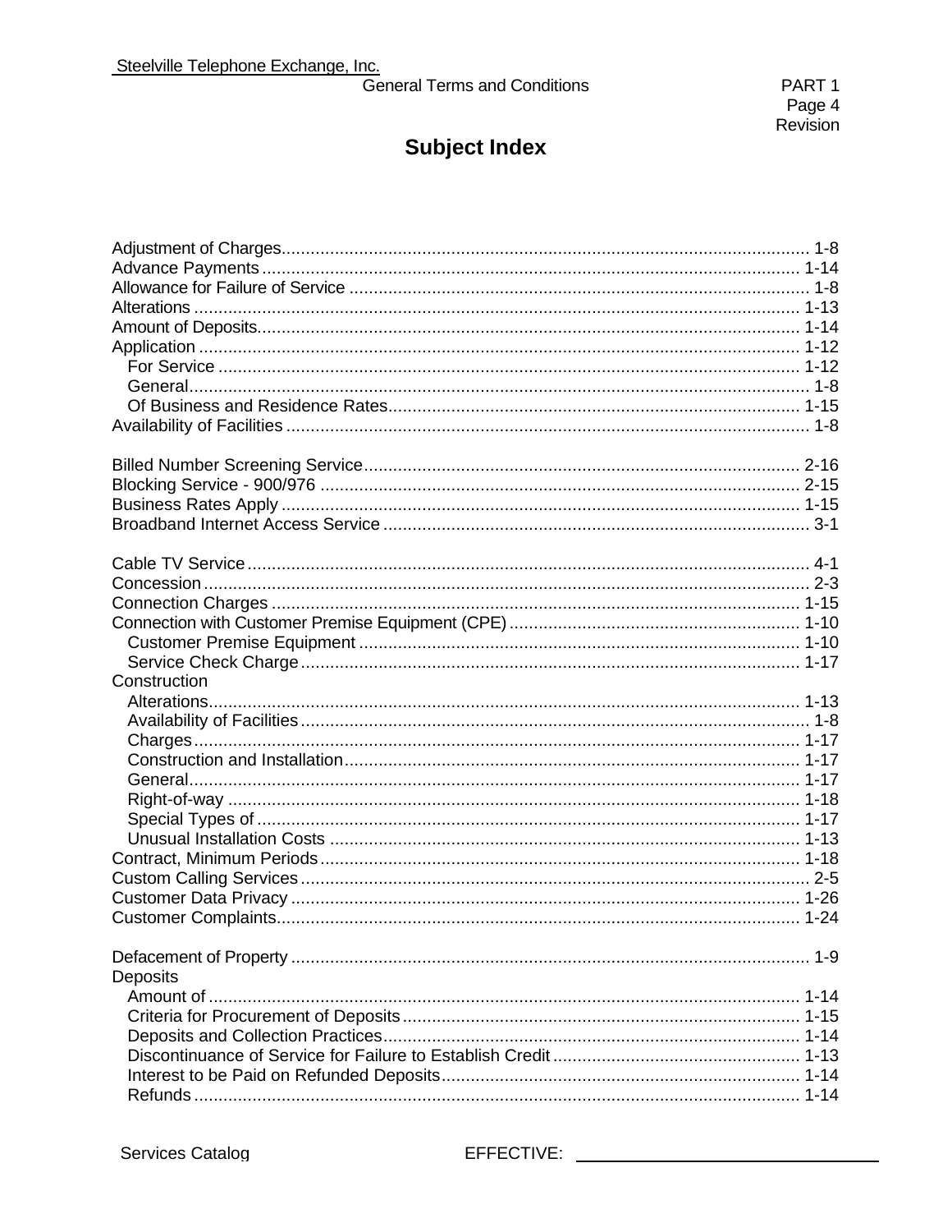# Subject Index

Adjustment of Charges............ 1-8
Advance Payments............ 1-14
Allowance for Failure of Service............ 1-8
Alterations............ 1-13
Amount of Deposits............ 1-14
Application............ 1-12
   For Service............ 1-12
   General............ 1-8
   Of Business and Residence Rates............ 1-15
Availability of Facilities............ 1-8

Billed Number Screening Service............ 2-16
Blocking Service - 900/976............ 2-15
Business Rates Apply............ 1-15
Broadband Internet Access Service............ 3-1

Cable TV Service............ 4-1
Concession............ 2-3
Connection Charges............ 1-15
Connection with Customer Premise Equipment (CPE)............ 1-10
   Customer Premise Equipment............ 1-10
   Service Check Charge............ 1-17
Construction
   Alterations............ 1-13
   Availability of Facilities............ 1-8
   Charges............ 1-17
   Construction and Installation............ 1-17
   General............ 1-17
   Right-of-way............ 1-18
   Special Types of............ 1-17
   Unusual Installation Costs............ 1-13
Contract, Minimum Periods............ 1-18
Custom Calling Services............ 2-5
Customer Data Privacy............ 1-26
Customer Complaints............ 1-24

Defacement of Property............ 1-9
Deposits
   Amount of............ 1-14
   Criteria for Procurement of Deposits............ 1-15
   Deposits and Collection Practices............ 1-14
   Discontinuance of Service for Failure to Establish Credit............ 1-13
   Interest to be Paid on Refunded Deposits............ 1-14
   Refunds............ 1-14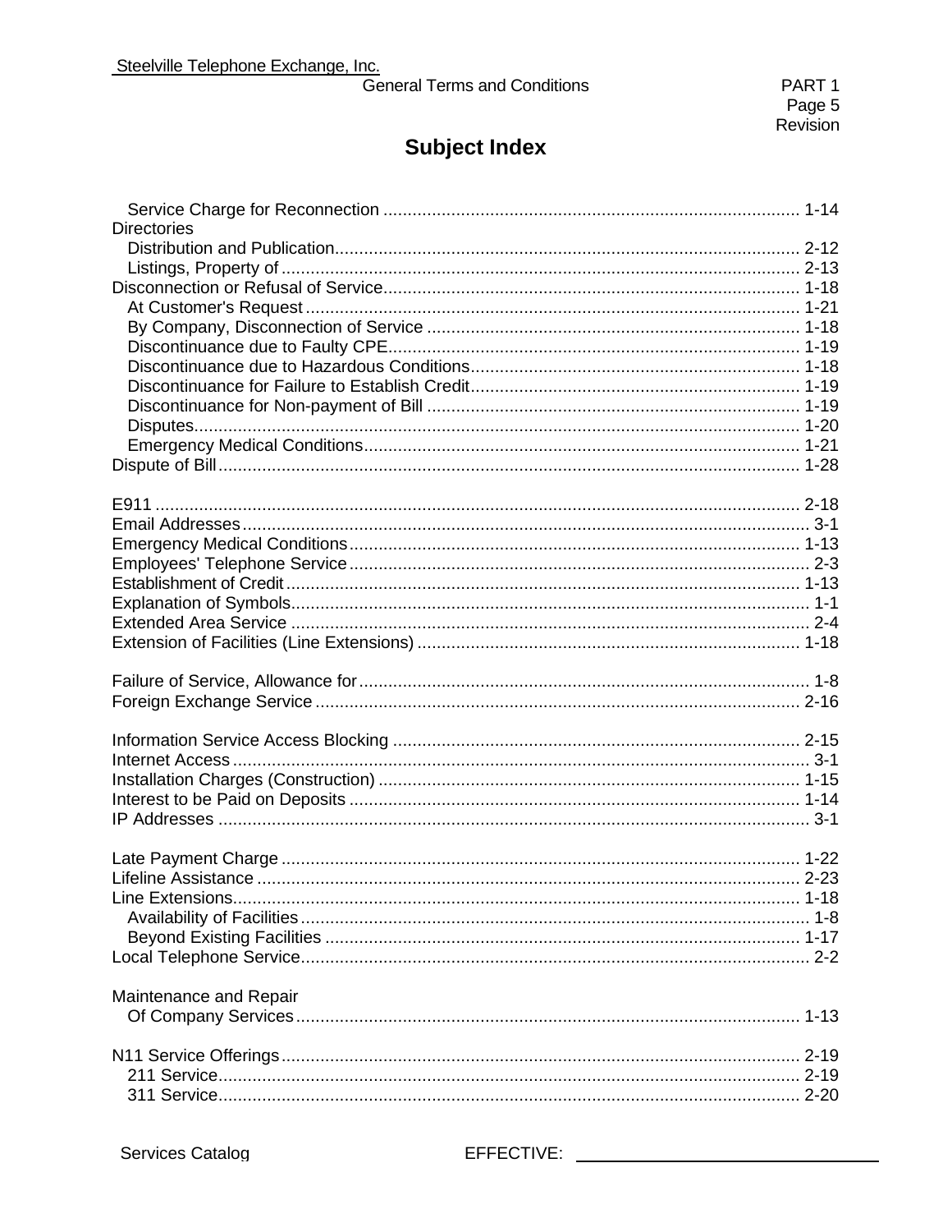## Subject Index

- Service Charge for Reconnection ..................................... 1-14

Directories
- Distribution and Publication ..................................... 2-12
- Listings, Property of ..................................... 2-13

Disconnection or Refusal of Service ..................................... 1-18
- At Customer's Request ..................................... 1-21
- By Company, Disconnection of Service ..................................... 1-18
- Discontinuance due to Faulty CPE ..................................... 1-19
- Discontinuance due to Hazardous Conditions ..................................... 1-18
- Discontinuance for Failure to Establish Credit ..................................... 1-19
- Discontinuance for Non-payment of Bill ..................................... 1-19
- Disputes ..................................... 1-20
- Emergency Medical Conditions ..................................... 1-21

Dispute of Bill ..................................... 1-28

E911 ..................................... 2-18
Email Addresses ..................................... 3-1
Emergency Medical Conditions ..................................... 1-13
Employees' Telephone Service ..................................... 2-3
Establishment of Credit ..................................... 1-13
Explanation of Symbols ..................................... 1-1
Extended Area Service ..................................... 2-4
Extension of Facilities (Line Extensions) ..................................... 1-18

Failure of Service, Allowance for ..................................... 1-8
Foreign Exchange Service ..................................... 2-16

Information Service Access Blocking ..................................... 2-15
Internet Access ..................................... 3-1
Installation Charges (Construction) ..................................... 1-15
Interest to be Paid on Deposits ..................................... 1-14
IP Addresses ..................................... 3-1

Late Payment Charge ..................................... 1-22
Lifeline Assistance ..................................... 2-23
Line Extensions ..................................... 1-18
- Availability of Facilities ..................................... 1-8
- Beyond Existing Facilities ..................................... 1-17

Local Telephone Service ..................................... 2-2

Maintenance and Repair
- Of Company Services ..................................... 1-13

N11 Service Offerings ..................................... 2-19
- 211 Service ..................................... 2-19
- 311 Service ..................................... 2-20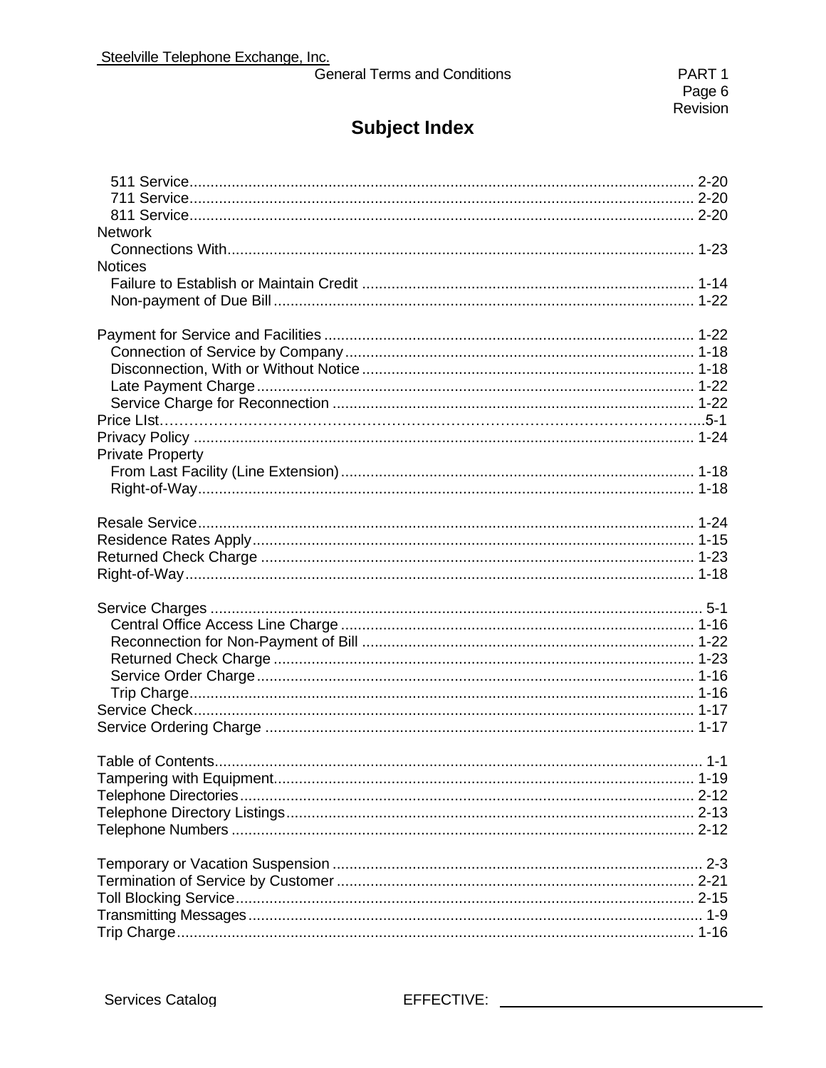# Subject Index

- 511 Service ... 2-20
- 711 Service ... 2-20
- 811 Service ... 2-20

Network
- Connections With ... 1-23

Notices
- Failure to Establish or Maintain Credit ... 1-14
- Non-payment of Due Bill ... 1-22

Payment for Service and Facilities ... 1-22
- Connection of Service by Company ... 1-18
- Disconnection, With or Without Notice ... 1-18
- Late Payment Charge ... 1-22
- Service Charge for Reconnection ... 1-22

Price LIst ... 5-1

Privacy Policy ... 1-24

Private Property
- From Last Facility (Line Extension) ... 1-18
- Right-of-Way ... 1-18

Resale Service ... 1-24

Residence Rates Apply ... 1-15

Returned Check Charge ... 1-23

Right-of-Way ... 1-18

Service Charges ... 5-1
- Central Office Access Line Charge ... 1-16
- Reconnection for Non-Payment of Bill ... 1-22
- Returned Check Charge ... 1-23
- Service Order Charge ... 1-16
- Trip Charge ... 1-16

Service Check ... 1-17

Service Ordering Charge ... 1-17

Table of Contents ... 1-1

Tampering with Equipment ... 1-19

Telephone Directories ... 2-12

Telephone Directory Listings ... 2-13

Telephone Numbers ... 2-12

Temporary or Vacation Suspension ... 2-3

Termination of Service by Customer ... 2-21

Toll Blocking Service ... 2-15

Transmitting Messages ... 1-9

Trip Charge ... 1-16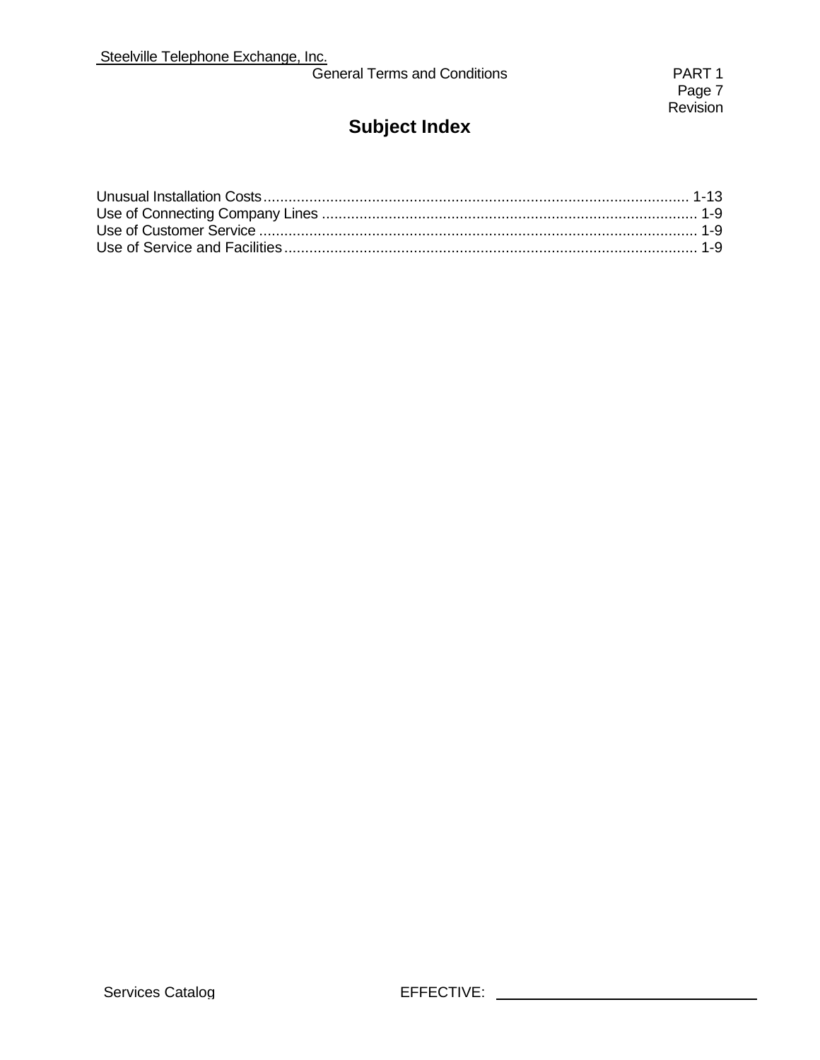## Subject Index

Unusual Installation Costs ........................................................................ 1-13
Use of Connecting Company Lines ........................................................................ 1-9
Use of Customer Service ........................................................................ 1-9
Use of Service and Facilities ........................................................................ 1-9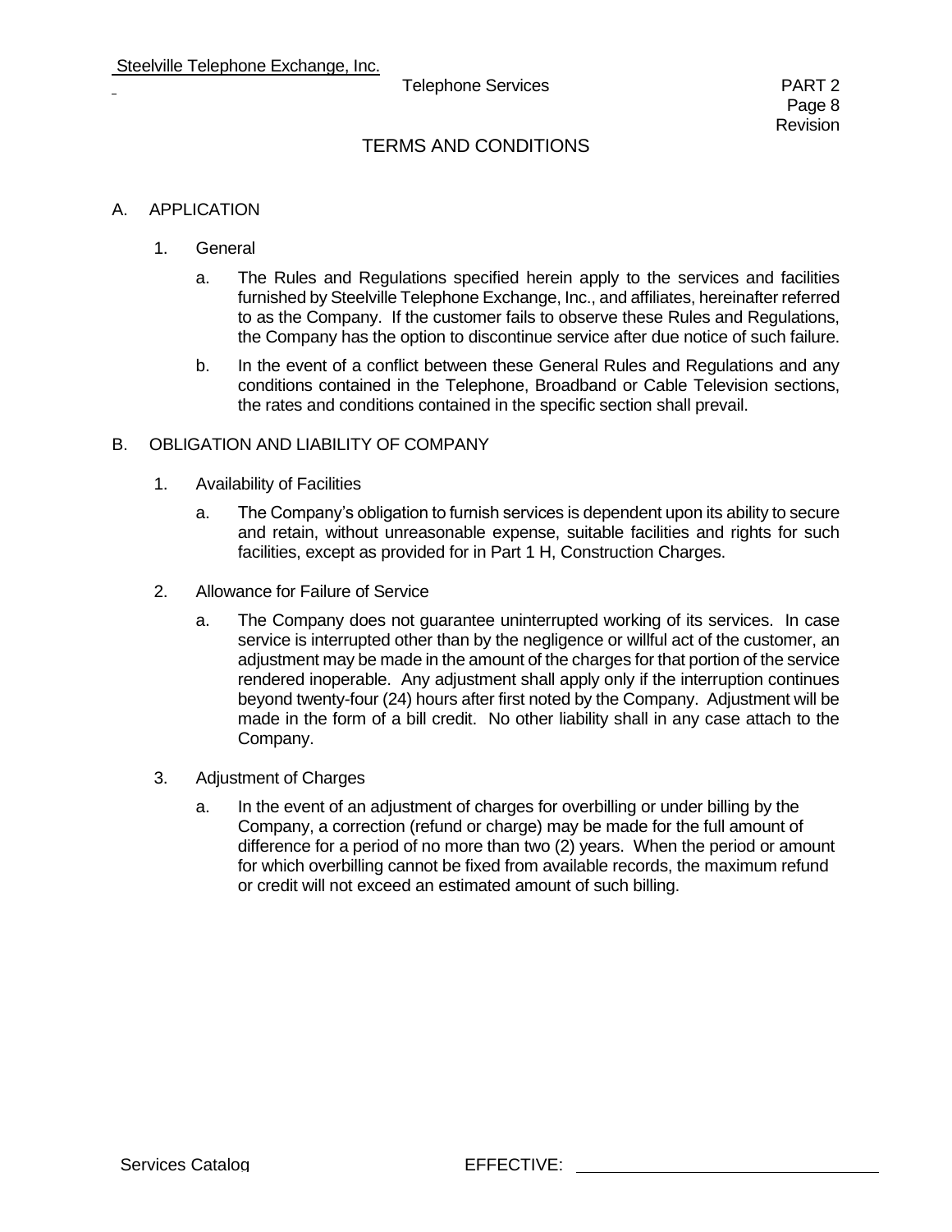# TERMS AND CONDITIONS

## A. APPLICATION

1. General

   a. The Rules and Regulations specified herein apply to the services and facilities furnished by Steelville Telephone Exchange, Inc., and affiliates, hereinafter referred to as the Company. If the customer fails to observe these Rules and Regulations, the Company has the option to discontinue service after due notice of such failure.

   b. In the event of a conflict between these General Rules and Regulations and any conditions contained in the Telephone, Broadband or Cable Television sections, the rates and conditions contained in the specific section shall prevail.

## B. OBLIGATION AND LIABILITY OF COMPANY

1. Availability of Facilities

   a. The Company's obligation to furnish services is dependent upon its ability to secure and retain, without unreasonable expense, suitable facilities and rights for such facilities, except as provided for in Part 1 H, Construction Charges.

2. Allowance for Failure of Service

   a. The Company does not guarantee uninterrupted working of its services. In case service is interrupted other than by the negligence or willful act of the customer, an adjustment may be made in the amount of the charges for that portion of the service rendered inoperable. Any adjustment shall apply only if the interruption continues beyond twenty-four (24) hours after first noted by the Company. Adjustment will be made in the form of a bill credit. No other liability shall in any case attach to the Company.

3. Adjustment of Charges

   a. In the event of an adjustment of charges for overbilling or under billing by the Company, a correction (refund or charge) may be made for the full amount of difference for a period of no more than two (2) years. When the period or amount for which overbilling cannot be fixed from available records, the maximum refund or credit will not exceed an estimated amount of such billing.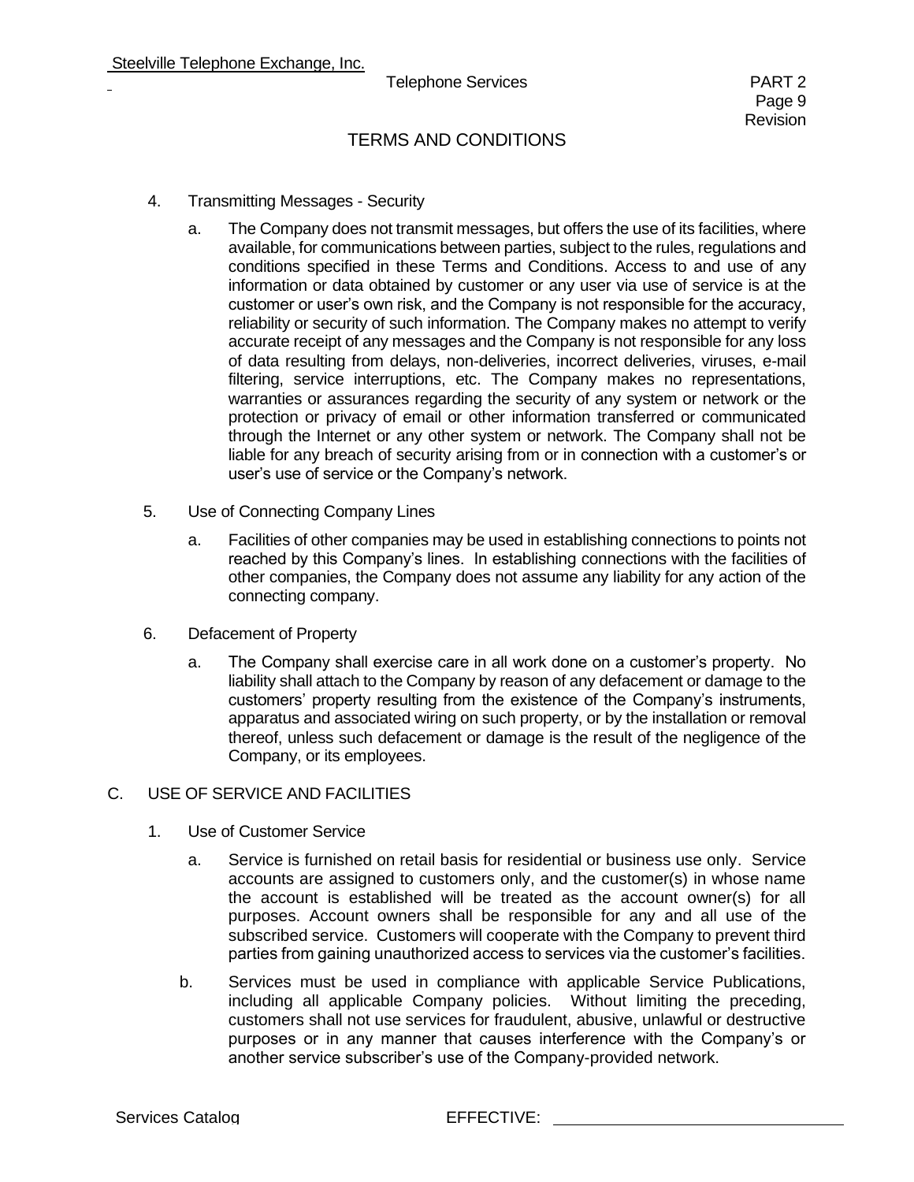# TERMS AND CONDITIONS

4. Transmitting Messages - Security

   a. The Company does not transmit messages, but offers the use of its facilities, where available, for communications between parties, subject to the rules, regulations and conditions specified in these Terms and Conditions. Access to and use of any information or data obtained by customer or any user via use of service is at the customer or user's own risk, and the Company is not responsible for the accuracy, reliability or security of such information. The Company makes no attempt to verify accurate receipt of any messages and the Company is not responsible for any loss of data resulting from delays, non-deliveries, incorrect deliveries, viruses, e-mail filtering, service interruptions, etc. The Company makes no representations, warranties or assurances regarding the security of any system or network or the protection or privacy of email or other information transferred or communicated through the Internet or any other system or network. The Company shall not be liable for any breach of security arising from or in connection with a customer's or user's use of service or the Company's network.

5. Use of Connecting Company Lines

   a. Facilities of other companies may be used in establishing connections to points not reached by this Company's lines. In establishing connections with the facilities of other companies, the Company does not assume any liability for any action of the connecting company.

6. Defacement of Property

   a. The Company shall exercise care in all work done on a customer's property. No liability shall attach to the Company by reason of any defacement or damage to the customers' property resulting from the existence of the Company's instruments, apparatus and associated wiring on such property, or by the installation or removal thereof, unless such defacement or damage is the result of the negligence of the Company, or its employees.

## C. USE OF SERVICE AND FACILITIES

1. Use of Customer Service

   a. Service is furnished on retail basis for residential or business use only. Service accounts are assigned to customers only, and the customer(s) in whose name the account is established will be treated as the account owner(s) for all purposes. Account owners shall be responsible for any and all use of the subscribed service. Customers will cooperate with the Company to prevent third parties from gaining unauthorized access to services via the customer's facilities.

   b. Services must be used in compliance with applicable Service Publications, including all applicable Company policies. Without limiting the preceding, customers shall not use services for fraudulent, abusive, unlawful or destructive purposes or in any manner that causes interference with the Company's or another service subscriber's use of the Company-provided network.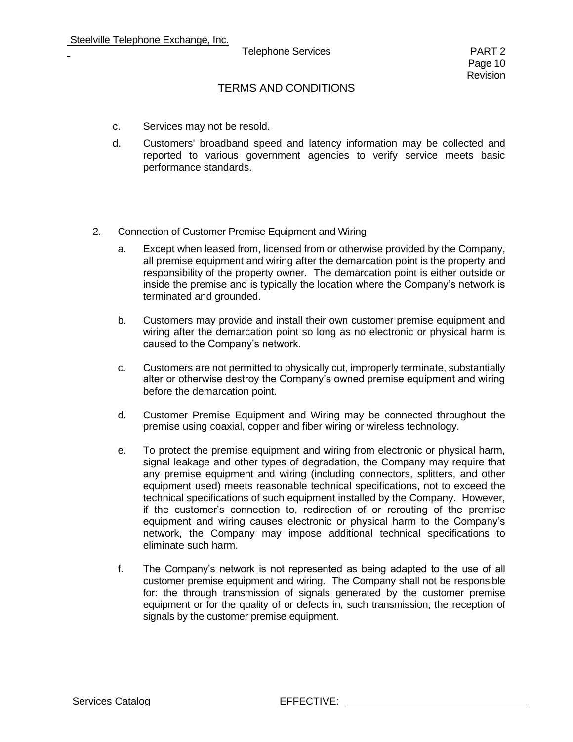## TERMS AND CONDITIONS

c. Services may not be resold.

d. Customers' broadband speed and latency information may be collected and reported to various government agencies to verify service meets basic performance standards.

2. Connection of Customer Premise Equipment and Wiring

   a. Except when leased from, licensed from or otherwise provided by the Company, all premise equipment and wiring after the demarcation point is the property and responsibility of the property owner. The demarcation point is either outside or inside the premise and is typically the location where the Company's network is terminated and grounded.

   b. Customers may provide and install their own customer premise equipment and wiring after the demarcation point so long as no electronic or physical harm is caused to the Company's network.

   c. Customers are not permitted to physically cut, improperly terminate, substantially alter or otherwise destroy the Company's owned premise equipment and wiring before the demarcation point.

   d. Customer Premise Equipment and Wiring may be connected throughout the premise using coaxial, copper and fiber wiring or wireless technology.

   e. To protect the premise equipment and wiring from electronic or physical harm, signal leakage and other types of degradation, the Company may require that any premise equipment and wiring (including connectors, splitters, and other equipment used) meets reasonable technical specifications, not to exceed the technical specifications of such equipment installed by the Company. However, if the customer's connection to, redirection of or rerouting of the premise equipment and wiring causes electronic or physical harm to the Company's network, the Company may impose additional technical specifications to eliminate such harm.

   f. The Company's network is not represented as being adapted to the use of all customer premise equipment and wiring. The Company shall not be responsible for: the through transmission of signals generated by the customer premise equipment or for the quality of or defects in, such transmission; the reception of signals by the customer premise equipment.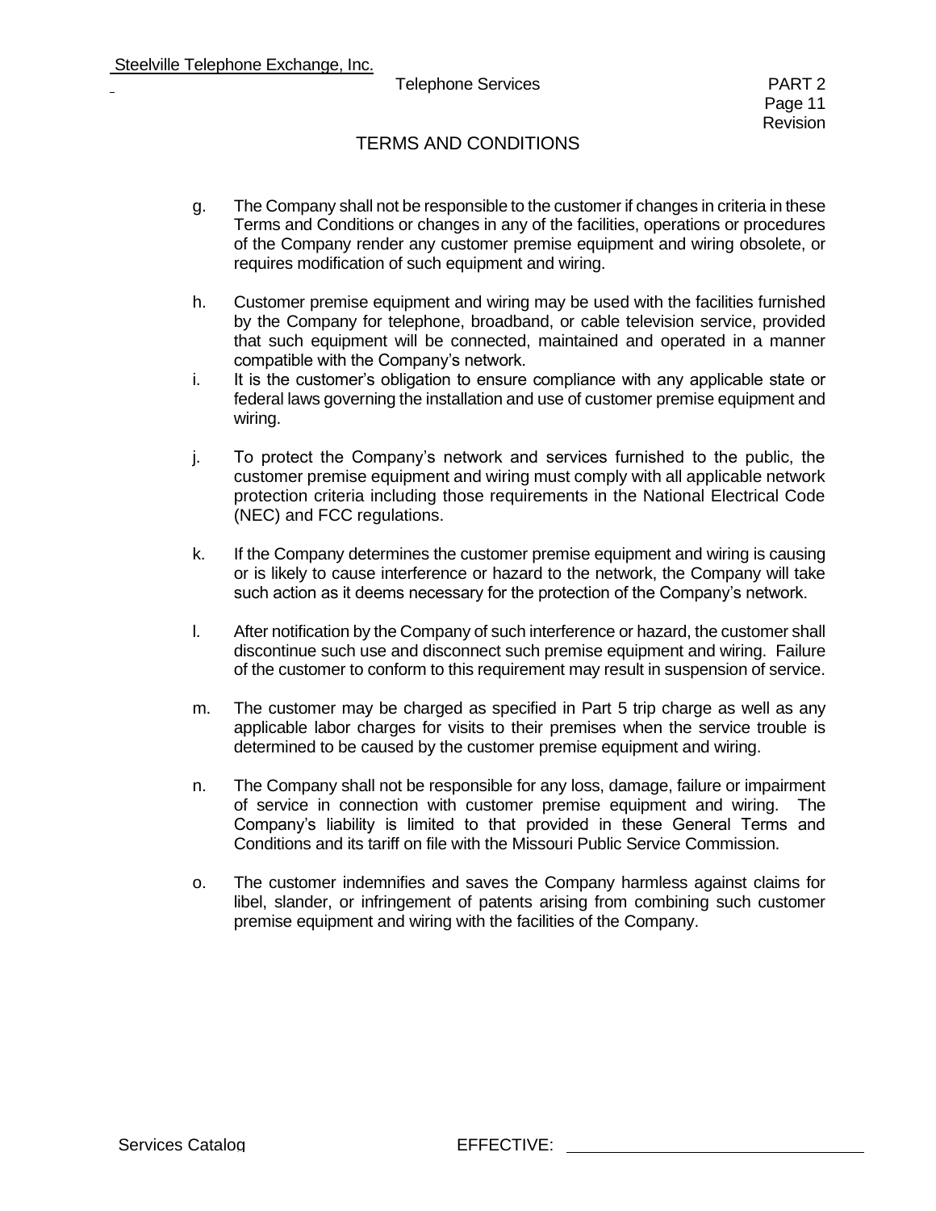## TERMS AND CONDITIONS

g. The Company shall not be responsible to the customer if changes in criteria in these Terms and Conditions or changes in any of the facilities, operations or procedures of the Company render any customer premise equipment and wiring obsolete, or requires modification of such equipment and wiring.

h. Customer premise equipment and wiring may be used with the facilities furnished by the Company for telephone, broadband, or cable television service, provided that such equipment will be connected, maintained and operated in a manner compatible with the Company's network.

i. It is the customer's obligation to ensure compliance with any applicable state or federal laws governing the installation and use of customer premise equipment and wiring.

j. To protect the Company's network and services furnished to the public, the customer premise equipment and wiring must comply with all applicable network protection criteria including those requirements in the National Electrical Code (NEC) and FCC regulations.

k. If the Company determines the customer premise equipment and wiring is causing or is likely to cause interference or hazard to the network, the Company will take such action as it deems necessary for the protection of the Company's network.

l. After notification by the Company of such interference or hazard, the customer shall discontinue such use and disconnect such premise equipment and wiring. Failure of the customer to conform to this requirement may result in suspension of service.

m. The customer may be charged as specified in Part 5 trip charge as well as any applicable labor charges for visits to their premises when the service trouble is determined to be caused by the customer premise equipment and wiring.

n. The Company shall not be responsible for any loss, damage, failure or impairment of service in connection with customer premise equipment and wiring. The Company's liability is limited to that provided in these General Terms and Conditions and its tariff on file with the Missouri Public Service Commission.

o. The customer indemnifies and saves the Company harmless against claims for libel, slander, or infringement of patents arising from combining such customer premise equipment and wiring with the facilities of the Company.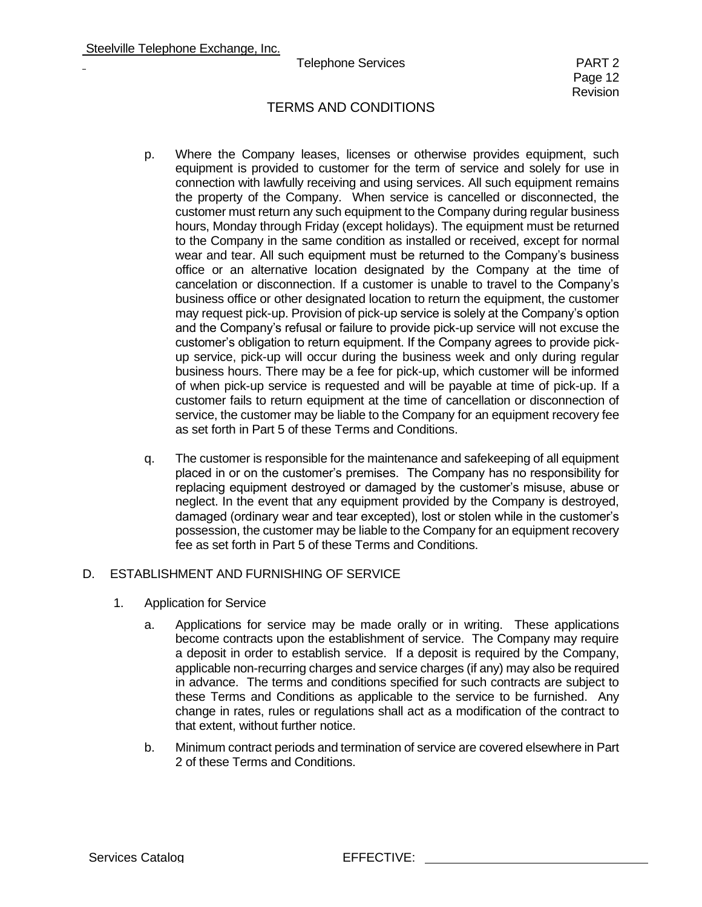## TERMS AND CONDITIONS

p. Where the Company leases, licenses or otherwise provides equipment, such equipment is provided to customer for the term of service and solely for use in connection with lawfully receiving and using services. All such equipment remains the property of the Company. When service is cancelled or disconnected, the customer must return any such equipment to the Company during regular business hours, Monday through Friday (except holidays). The equipment must be returned to the Company in the same condition as installed or received, except for normal wear and tear. All such equipment must be returned to the Company's business office or an alternative location designated by the Company at the time of cancelation or disconnection. If a customer is unable to travel to the Company's business office or other designated location to return the equipment, the customer may request pick-up. Provision of pick-up service is solely at the Company's option and the Company's refusal or failure to provide pick-up service will not excuse the customer's obligation to return equipment. If the Company agrees to provide pick-up service, pick-up will occur during the business week and only during regular business hours. There may be a fee for pick-up, which customer will be informed of when pick-up service is requested and will be payable at time of pick-up. If a customer fails to return equipment at the time of cancellation or disconnection of service, the customer may be liable to the Company for an equipment recovery fee as set forth in Part 5 of these Terms and Conditions.

q. The customer is responsible for the maintenance and safekeeping of all equipment placed in or on the customer's premises. The Company has no responsibility for replacing equipment destroyed or damaged by the customer's misuse, abuse or neglect. In the event that any equipment provided by the Company is destroyed, damaged (ordinary wear and tear excepted), lost or stolen while in the customer's possession, the customer may be liable to the Company for an equipment recovery fee as set forth in Part 5 of these Terms and Conditions.

D. ESTABLISHMENT AND FURNISHING OF SERVICE

1. Application for Service

a. Applications for service may be made orally or in writing. These applications become contracts upon the establishment of service. The Company may require a deposit in order to establish service. If a deposit is required by the Company, applicable non-recurring charges and service charges (if any) may also be required in advance. The terms and conditions specified for such contracts are subject to these Terms and Conditions as applicable to the service to be furnished. Any change in rates, rules or regulations shall act as a modification of the contract to that extent, without further notice.

b. Minimum contract periods and termination of service are covered elsewhere in Part 2 of these Terms and Conditions.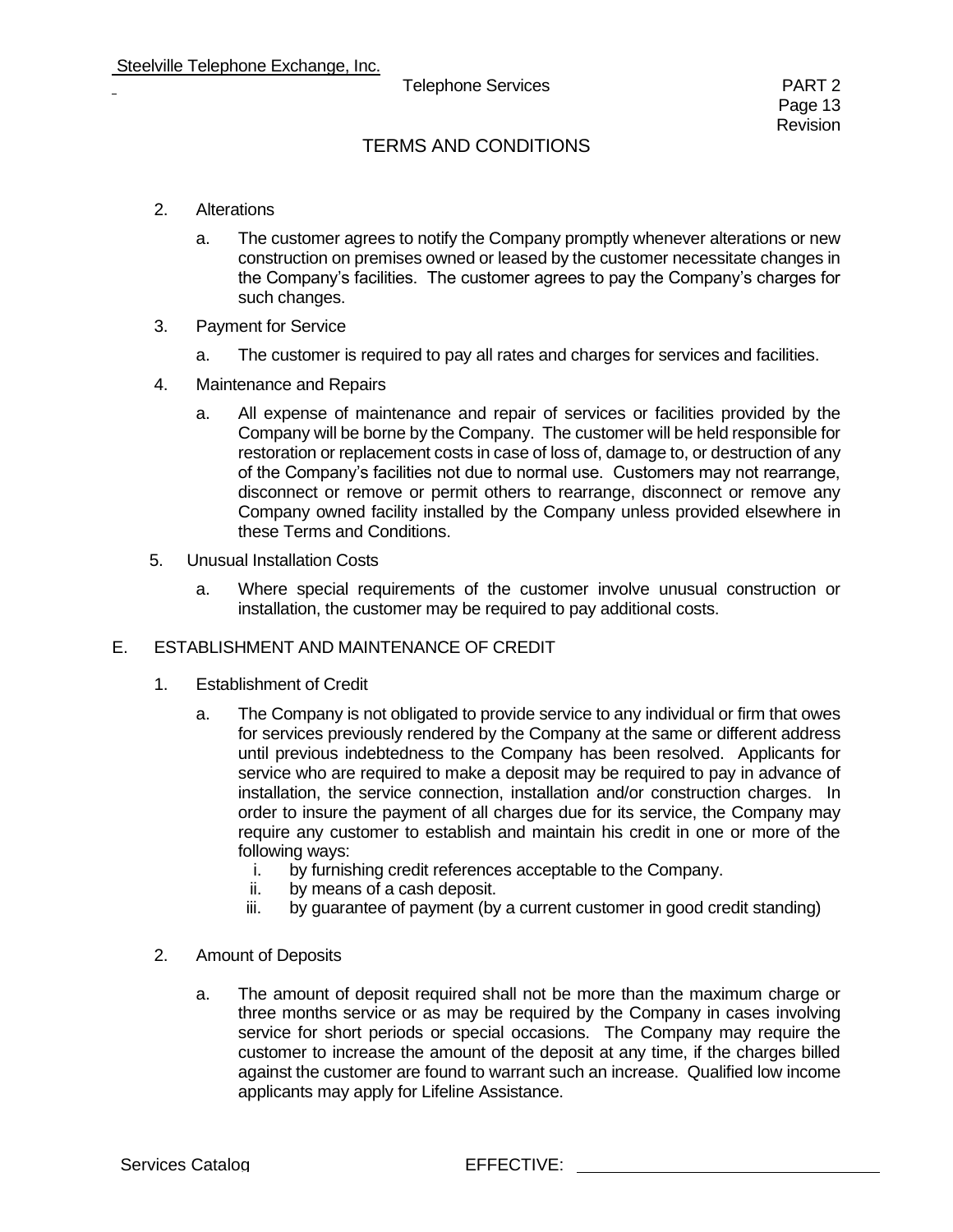## TERMS AND CONDITIONS

2. Alterations

   a. The customer agrees to notify the Company promptly whenever alterations or new construction on premises owned or leased by the customer necessitate changes in the Company's facilities. The customer agrees to pay the Company's charges for such changes.

3. Payment for Service

   a. The customer is required to pay all rates and charges for services and facilities.

4. Maintenance and Repairs

   a. All expense of maintenance and repair of services or facilities provided by the Company will be borne by the Company. The customer will be held responsible for restoration or replacement costs in case of loss of, damage to, or destruction of any of the Company's facilities not due to normal use. Customers may not rearrange, disconnect or remove or permit others to rearrange, disconnect or remove any Company owned facility installed by the Company unless provided elsewhere in these Terms and Conditions.

5. Unusual Installation Costs

   a. Where special requirements of the customer involve unusual construction or installation, the customer may be required to pay additional costs.

### E. ESTABLISHMENT AND MAINTENANCE OF CREDIT

1. Establishment of Credit

   a. The Company is not obligated to provide service to any individual or firm that owes for services previously rendered by the Company at the same or different address until previous indebtedness to the Company has been resolved. Applicants for service who are required to make a deposit may be required to pay in advance of installation, the service connection, installation and/or construction charges. In order to insure the payment of all charges due for its service, the Company may require any customer to establish and maintain his credit in one or more of the following ways:
      - i. by furnishing credit references acceptable to the Company.
      - ii. by means of a cash deposit.
      - iii. by guarantee of payment (by a current customer in good credit standing)

2. Amount of Deposits

   a. The amount of deposit required shall not be more than the maximum charge or three months service or as may be required by the Company in cases involving service for short periods or special occasions. The Company may require the customer to increase the amount of the deposit at any time, if the charges billed against the customer are found to warrant such an increase. Qualified low income applicants may apply for Lifeline Assistance.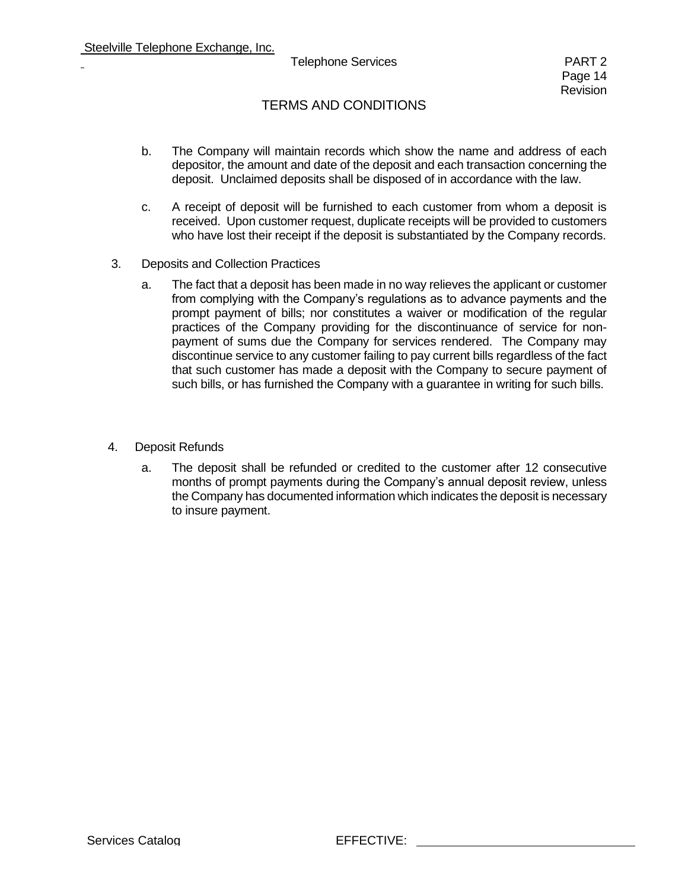## TERMS AND CONDITIONS

b. The Company will maintain records which show the name and address of each depositor, the amount and date of the deposit and each transaction concerning the deposit. Unclaimed deposits shall be disposed of in accordance with the law.

c. A receipt of deposit will be furnished to each customer from whom a deposit is received. Upon customer request, duplicate receipts will be provided to customers who have lost their receipt if the deposit is substantiated by the Company records.

3. Deposits and Collection Practices

   a. The fact that a deposit has been made in no way relieves the applicant or customer from complying with the Company's regulations as to advance payments and the prompt payment of bills; nor constitutes a waiver or modification of the regular practices of the Company providing for the discontinuance of service for non-payment of sums due the Company for services rendered. The Company may discontinue service to any customer failing to pay current bills regardless of the fact that such customer has made a deposit with the Company to secure payment of such bills, or has furnished the Company with a guarantee in writing for such bills.

4. Deposit Refunds

   a. The deposit shall be refunded or credited to the customer after 12 consecutive months of prompt payments during the Company's annual deposit review, unless the Company has documented information which indicates the deposit is necessary to insure payment.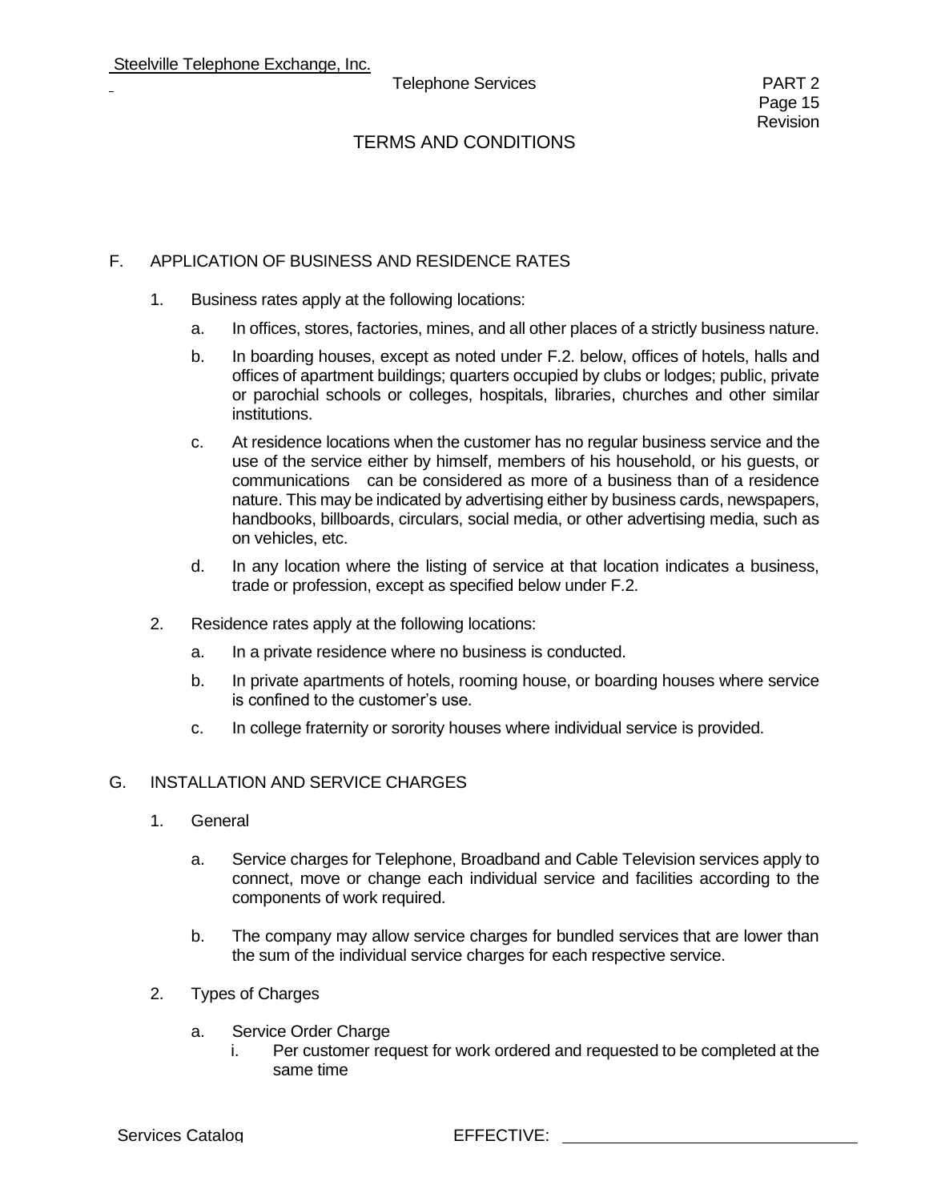## TERMS AND CONDITIONS

### F. APPLICATION OF BUSINESS AND RESIDENCE RATES

1. Business rates apply at the following locations:

   a. In offices, stores, factories, mines, and all other places of a strictly business nature.

   b. In boarding houses, except as noted under F.2. below, offices of hotels, halls and offices of apartment buildings; quarters occupied by clubs or lodges; public, private or parochial schools or colleges, hospitals, libraries, churches and other similar institutions.

   c. At residence locations when the customer has no regular business service and the use of the service either by himself, members of his household, or his guests, or communications can be considered as more of a business than of a residence nature. This may be indicated by advertising either by business cards, newspapers, handbooks, billboards, circulars, social media, or other advertising media, such as on vehicles, etc.

   d. In any location where the listing of service at that location indicates a business, trade or profession, except as specified below under F.2.

2. Residence rates apply at the following locations:

   a. In a private residence where no business is conducted.

   b. In private apartments of hotels, rooming house, or boarding houses where service is confined to the customer's use.

   c. In college fraternity or sorority houses where individual service is provided.

### G. INSTALLATION AND SERVICE CHARGES

1. General

   a. Service charges for Telephone, Broadband and Cable Television services apply to connect, move or change each individual service and facilities according to the components of work required.

   b. The company may allow service charges for bundled services that are lower than the sum of the individual service charges for each respective service.

2. Types of Charges

   a. Service Order Charge

      i. Per customer request for work ordered and requested to be completed at the same time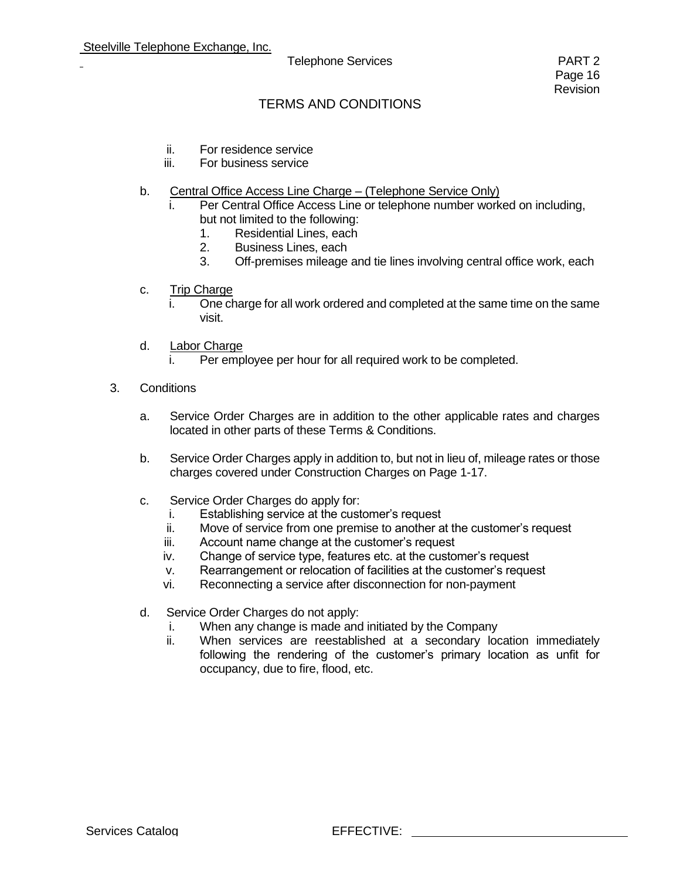## TERMS AND CONDITIONS

ii. For residence service
iii. For business service

b. <u>Central Office Access Line Charge – (Telephone Service Only)</u>
   i. Per Central Office Access Line or telephone number worked on including, but not limited to the following:
      1. Residential Lines, each
      2. Business Lines, each
      3. Off-premises mileage and tie lines involving central office work, each

c. <u>Trip Charge</u>
   i. One charge for all work ordered and completed at the same time on the same visit.

d. <u>Labor Charge</u>
   i. Per employee per hour for all required work to be completed.

3. Conditions

   a. Service Order Charges are in addition to the other applicable rates and charges located in other parts of these Terms & Conditions.

   b. Service Order Charges apply in addition to, but not in lieu of, mileage rates or those charges covered under Construction Charges on Page 1-17.

   c. Service Order Charges do apply for:
      i. Establishing service at the customer's request
      ii. Move of service from one premise to another at the customer's request
      iii. Account name change at the customer's request
      iv. Change of service type, features etc. at the customer's request
      v. Rearrangement or relocation of facilities at the customer's request
      vi. Reconnecting a service after disconnection for non-payment

   d. Service Order Charges do not apply:
      i. When any change is made and initiated by the Company
      ii. When services are reestablished at a secondary location immediately following the rendering of the customer's primary location as unfit for occupancy, due to fire, flood, etc.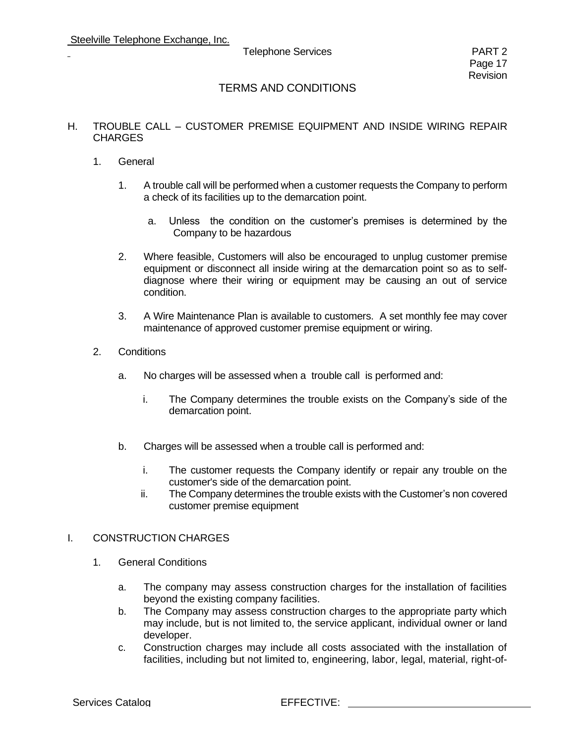## H. TROUBLE CALL – CUSTOMER PREMISE EQUIPMENT AND INSIDE WIRING REPAIR CHARGES

1. General

   1. A trouble call will be performed when a customer requests the Company to perform a check of its facilities up to the demarcation point.

      a. Unless the condition on the customer's premises is determined by the Company to be hazardous

   2. Where feasible, Customers will also be encouraged to unplug customer premise equipment or disconnect all inside wiring at the demarcation point so as to self-diagnose where their wiring or equipment may be causing an out of service condition.

   3. A Wire Maintenance Plan is available to customers. A set monthly fee may cover maintenance of approved customer premise equipment or wiring.

2. Conditions

   a. No charges will be assessed when a trouble call is performed and:

      i. The Company determines the trouble exists on the Company's side of the demarcation point.

   b. Charges will be assessed when a trouble call is performed and:

      i. The customer requests the Company identify or repair any trouble on the customer's side of the demarcation point.
      ii. The Company determines the trouble exists with the Customer's non covered customer premise equipment

## I. CONSTRUCTION CHARGES

1. General Conditions

   a. The company may assess construction charges for the installation of facilities beyond the existing company facilities.
   b. The Company may assess construction charges to the appropriate party which may include, but is not limited to, the service applicant, individual owner or land developer.
   c. Construction charges may include all costs associated with the installation of facilities, including but not limited to, engineering, labor, legal, material, right-of-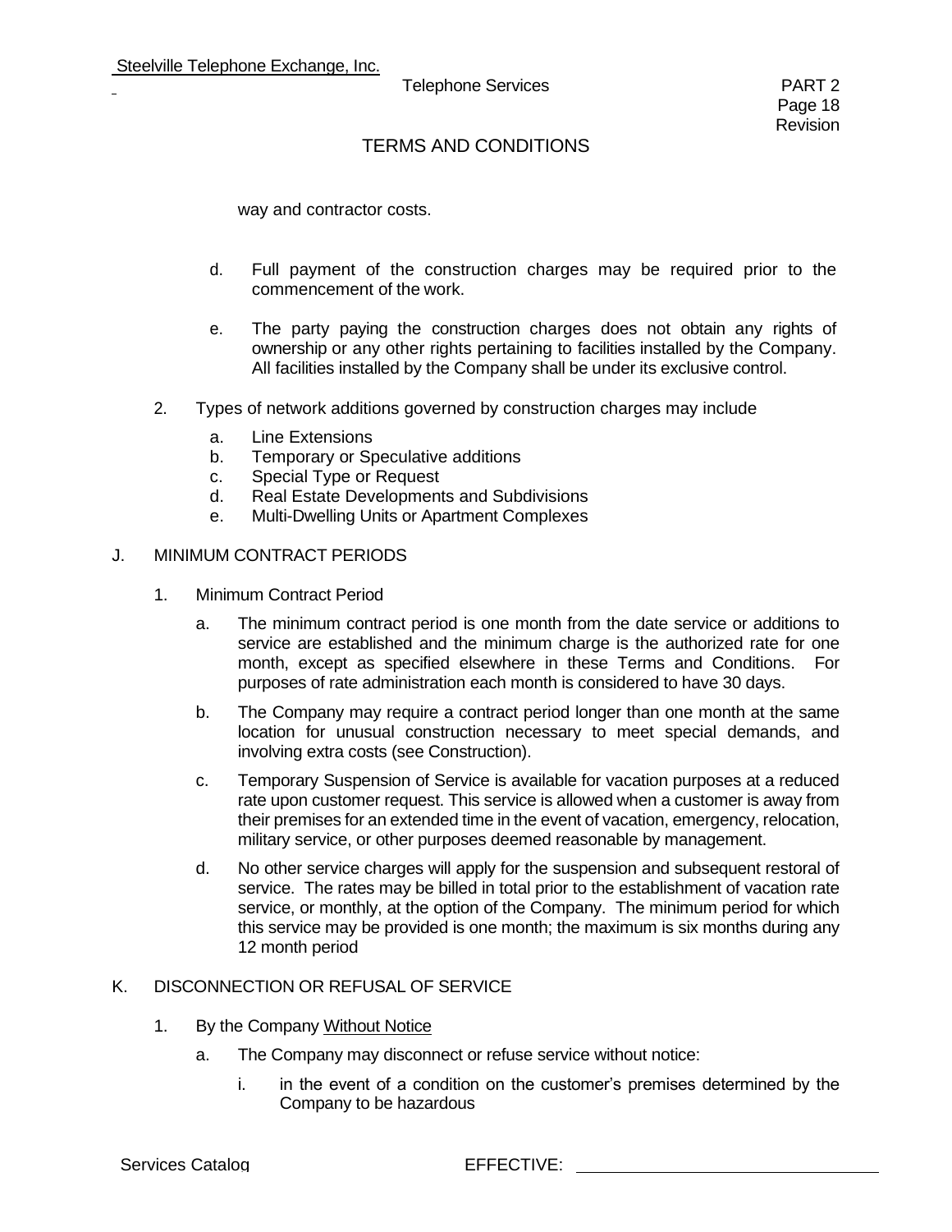way and contractor costs.

d. Full payment of the construction charges may be required prior to the commencement of the work.

e. The party paying the construction charges does not obtain any rights of ownership or any other rights pertaining to facilities installed by the Company. All facilities installed by the Company shall be under its exclusive control.

2. Types of network additions governed by construction charges may include

   a. Line Extensions
   b. Temporary or Speculative additions
   c. Special Type or Request
   d. Real Estate Developments and Subdivisions
   e. Multi-Dwelling Units or Apartment Complexes

## J. MINIMUM CONTRACT PERIODS

1. Minimum Contract Period

   a. The minimum contract period is one month from the date service or additions to service are established and the minimum charge is the authorized rate for one month, except as specified elsewhere in these Terms and Conditions. For purposes of rate administration each month is considered to have 30 days.

   b. The Company may require a contract period longer than one month at the same location for unusual construction necessary to meet special demands, and involving extra costs (see Construction).

   c. Temporary Suspension of Service is available for vacation purposes at a reduced rate upon customer request. This service is allowed when a customer is away from their premises for an extended time in the event of vacation, emergency, relocation, military service, or other purposes deemed reasonable by management.

   d. No other service charges will apply for the suspension and subsequent restoral of service. The rates may be billed in total prior to the establishment of vacation rate service, or monthly, at the option of the Company. The minimum period for which this service may be provided is one month; the maximum is six months during any 12 month period

## K. DISCONNECTION OR REFUSAL OF SERVICE

1. By the Company Without Notice

   a. The Company may disconnect or refuse service without notice:

      i. in the event of a condition on the customer's premises determined by the Company to be hazardous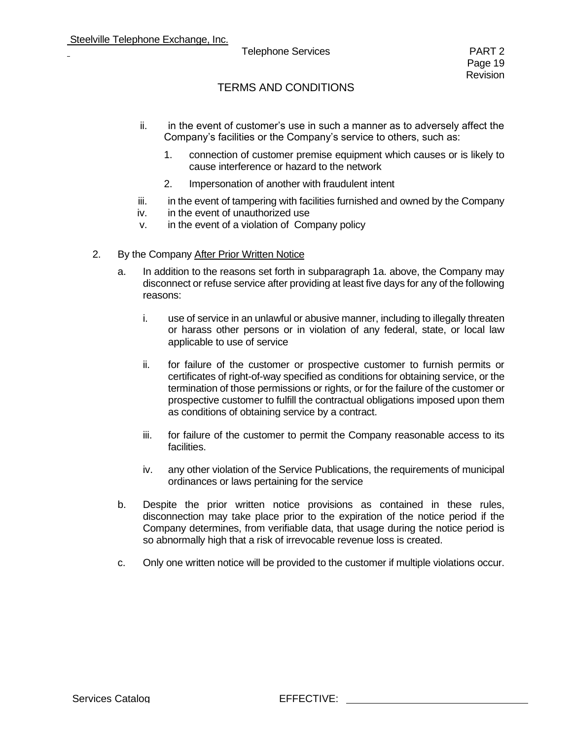## TERMS AND CONDITIONS

ii. in the event of customer's use in such a manner as to adversely affect the Company's facilities or the Company's service to others, such as:

1. connection of customer premise equipment which causes or is likely to cause interference or hazard to the network
2. Impersonation of another with fraudulent intent

iii. in the event of tampering with facilities furnished and owned by the Company

iv. in the event of unauthorized use

v. in the event of a violation of Company policy

2. By the Company After Prior Written Notice

a. In addition to the reasons set forth in subparagraph 1a. above, the Company may disconnect or refuse service after providing at least five days for any of the following reasons:

i. use of service in an unlawful or abusive manner, including to illegally threaten or harass other persons or in violation of any federal, state, or local law applicable to use of service

ii. for failure of the customer or prospective customer to furnish permits or certificates of right-of-way specified as conditions for obtaining service, or the termination of those permissions or rights, or for the failure of the customer or prospective customer to fulfill the contractual obligations imposed upon them as conditions of obtaining service by a contract.

iii. for failure of the customer to permit the Company reasonable access to its facilities.

iv. any other violation of the Service Publications, the requirements of municipal ordinances or laws pertaining for the service

b. Despite the prior written notice provisions as contained in these rules, disconnection may take place prior to the expiration of the notice period if the Company determines, from verifiable data, that usage during the notice period is so abnormally high that a risk of irrevocable revenue loss is created.

c. Only one written notice will be provided to the customer if multiple violations occur.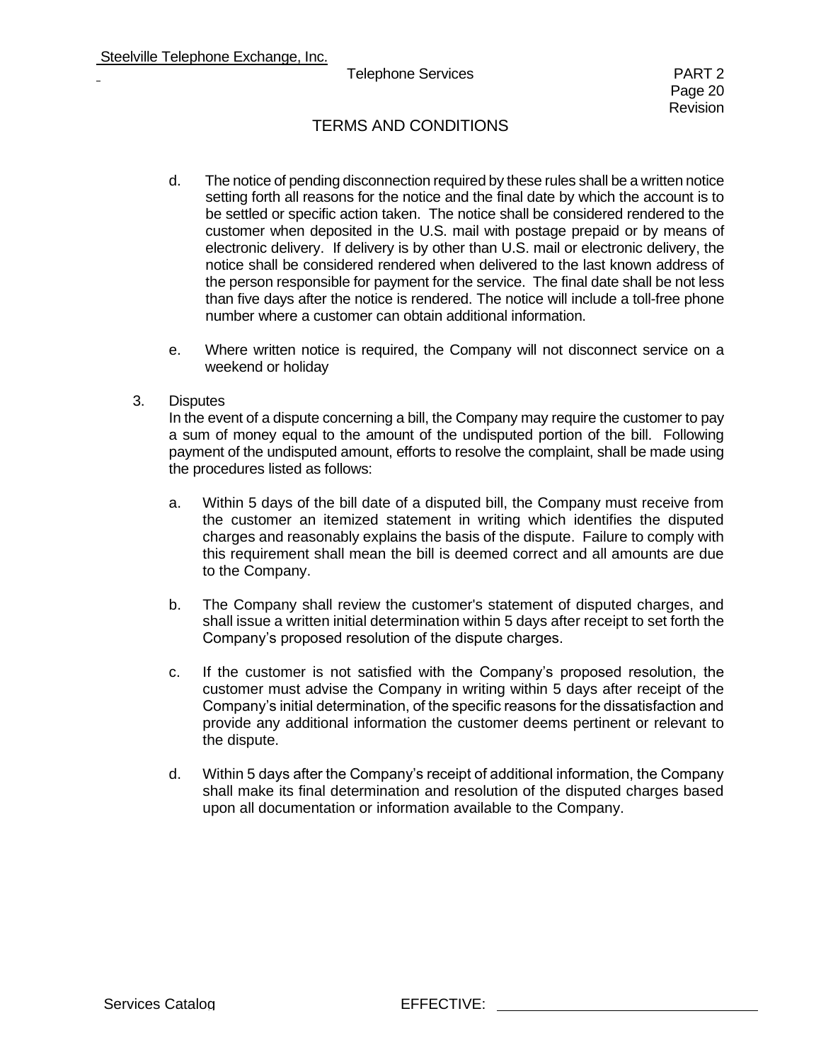d. The notice of pending disconnection required by these rules shall be a written notice setting forth all reasons for the notice and the final date by which the account is to be settled or specific action taken. The notice shall be considered rendered to the customer when deposited in the U.S. mail with postage prepaid or by means of electronic delivery. If delivery is by other than U.S. mail or electronic delivery, the notice shall be considered rendered when delivered to the last known address of the person responsible for payment for the service. The final date shall be not less than five days after the notice is rendered. The notice will include a toll-free phone number where a customer can obtain additional information.

e. Where written notice is required, the Company will not disconnect service on a weekend or holiday

3. Disputes

In the event of a dispute concerning a bill, the Company may require the customer to pay a sum of money equal to the amount of the undisputed portion of the bill. Following payment of the undisputed amount, efforts to resolve the complaint, shall be made using the procedures listed as follows:

a. Within 5 days of the bill date of a disputed bill, the Company must receive from the customer an itemized statement in writing which identifies the disputed charges and reasonably explains the basis of the dispute. Failure to comply with this requirement shall mean the bill is deemed correct and all amounts are due to the Company.

b. The Company shall review the customer's statement of disputed charges, and shall issue a written initial determination within 5 days after receipt to set forth the Company's proposed resolution of the dispute charges.

c. If the customer is not satisfied with the Company's proposed resolution, the customer must advise the Company in writing within 5 days after receipt of the Company's initial determination, of the specific reasons for the dissatisfaction and provide any additional information the customer deems pertinent or relevant to the dispute.

d. Within 5 days after the Company's receipt of additional information, the Company shall make its final determination and resolution of the disputed charges based upon all documentation or information available to the Company.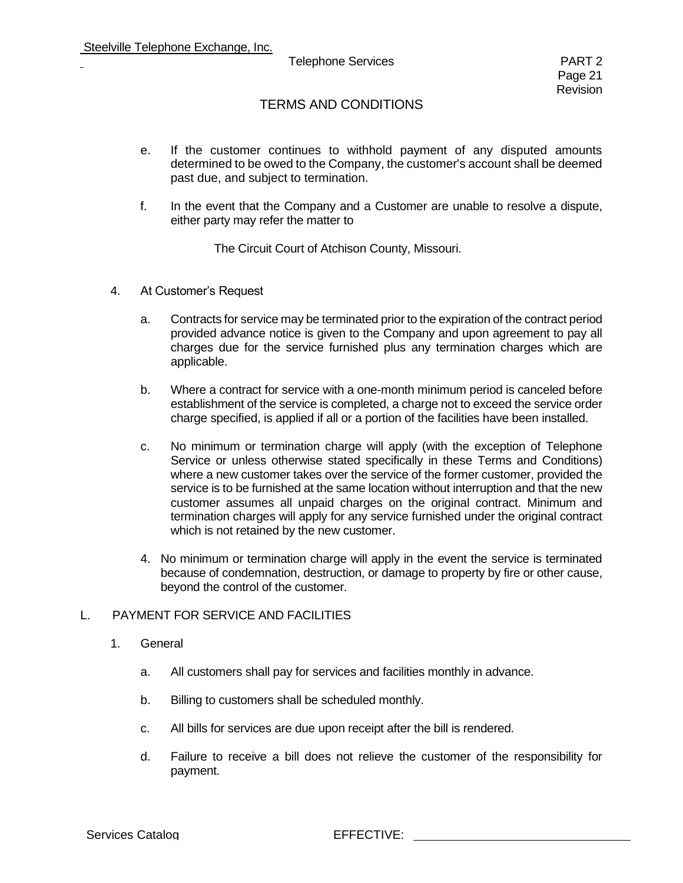## TERMS AND CONDITIONS

e. If the customer continues to withhold payment of any disputed amounts determined to be owed to the Company, the customer's account shall be deemed past due, and subject to termination.

f. In the event that the Company and a Customer are unable to resolve a dispute, either party may refer the matter to

   The Circuit Court of Atchison County, Missouri.

4. At Customer's Request

   a. Contracts for service may be terminated prior to the expiration of the contract period provided advance notice is given to the Company and upon agreement to pay all charges due for the service furnished plus any termination charges which are applicable.

   b. Where a contract for service with a one-month minimum period is canceled before establishment of the service is completed, a charge not to exceed the service order charge specified, is applied if all or a portion of the facilities have been installed.

   c. No minimum or termination charge will apply (with the exception of Telephone Service or unless otherwise stated specifically in these Terms and Conditions) where a new customer takes over the service of the former customer, provided the service is to be furnished at the same location without interruption and that the new customer assumes all unpaid charges on the original contract. Minimum and termination charges will apply for any service furnished under the original contract which is not retained by the new customer.

   4. No minimum or termination charge will apply in the event the service is terminated because of condemnation, destruction, or damage to property by fire or other cause, beyond the control of the customer.

L. PAYMENT FOR SERVICE AND FACILITIES

1. General

   a. All customers shall pay for services and facilities monthly in advance.

   b. Billing to customers shall be scheduled monthly.

   c. All bills for services are due upon receipt after the bill is rendered.

   d. Failure to receive a bill does not relieve the customer of the responsibility for payment.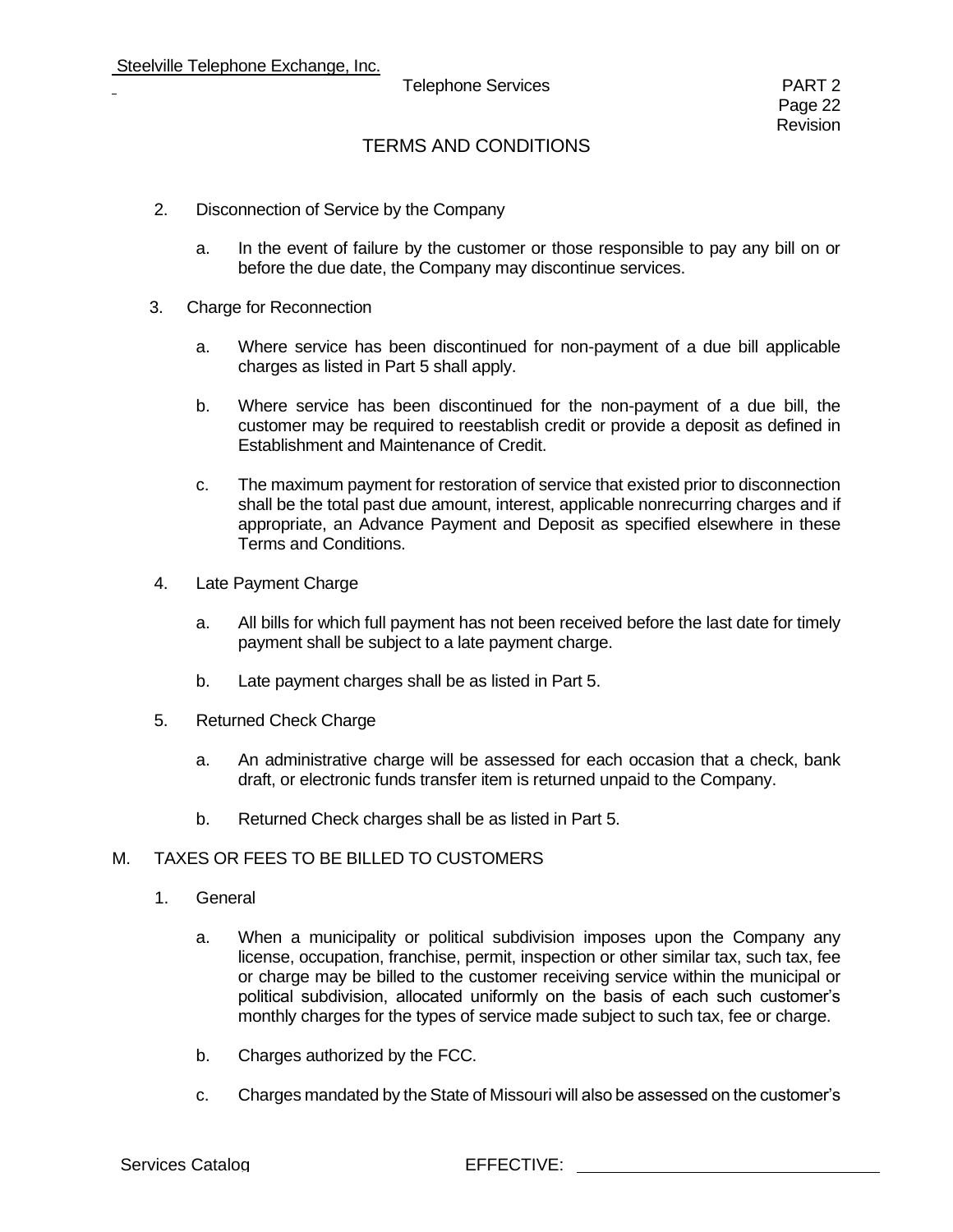## TERMS AND CONDITIONS

2. Disconnection of Service by the Company

   a. In the event of failure by the customer or those responsible to pay any bill on or before the due date, the Company may discontinue services.

3. Charge for Reconnection

   a. Where service has been discontinued for non-payment of a due bill applicable charges as listed in Part 5 shall apply.

   b. Where service has been discontinued for the non-payment of a due bill, the customer may be required to reestablish credit or provide a deposit as defined in Establishment and Maintenance of Credit.

   c. The maximum payment for restoration of service that existed prior to disconnection shall be the total past due amount, interest, applicable nonrecurring charges and if appropriate, an Advance Payment and Deposit as specified elsewhere in these Terms and Conditions.

4. Late Payment Charge

   a. All bills for which full payment has not been received before the last date for timely payment shall be subject to a late payment charge.

   b. Late payment charges shall be as listed in Part 5.

5. Returned Check Charge

   a. An administrative charge will be assessed for each occasion that a check, bank draft, or electronic funds transfer item is returned unpaid to the Company.

   b. Returned Check charges shall be as listed in Part 5.

### M. TAXES OR FEES TO BE BILLED TO CUSTOMERS

1. General

   a. When a municipality or political subdivision imposes upon the Company any license, occupation, franchise, permit, inspection or other similar tax, such tax, fee or charge may be billed to the customer receiving service within the municipal or political subdivision, allocated uniformly on the basis of each such customer's monthly charges for the types of service made subject to such tax, fee or charge.

   b. Charges authorized by the FCC.

   c. Charges mandated by the State of Missouri will also be assessed on the customer's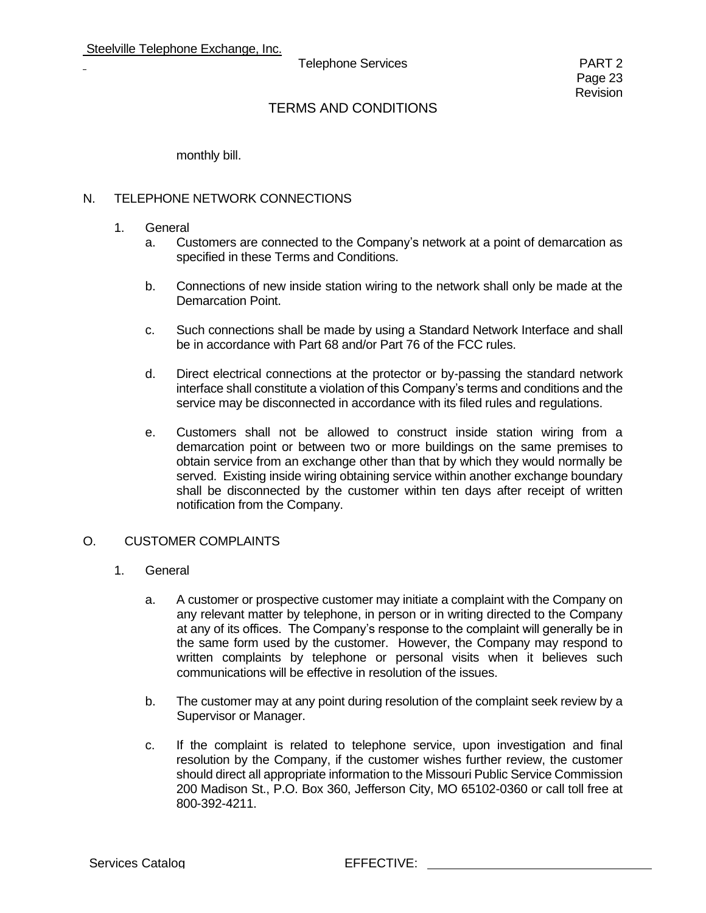monthly bill.

## N. TELEPHONE NETWORK CONNECTIONS

1. General
   a. Customers are connected to the Company's network at a point of demarcation as specified in these Terms and Conditions.

   b. Connections of new inside station wiring to the network shall only be made at the Demarcation Point.

   c. Such connections shall be made by using a Standard Network Interface and shall be in accordance with Part 68 and/or Part 76 of the FCC rules.

   d. Direct electrical connections at the protector or by-passing the standard network interface shall constitute a violation of this Company's terms and conditions and the service may be disconnected in accordance with its filed rules and regulations.

   e. Customers shall not be allowed to construct inside station wiring from a demarcation point or between two or more buildings on the same premises to obtain service from an exchange other than that by which they would normally be served. Existing inside wiring obtaining service within another exchange boundary shall be disconnected by the customer within ten days after receipt of written notification from the Company.

## O. CUSTOMER COMPLAINTS

1. General

   a. A customer or prospective customer may initiate a complaint with the Company on any relevant matter by telephone, in person or in writing directed to the Company at any of its offices. The Company's response to the complaint will generally be in the same form used by the customer. However, the Company may respond to written complaints by telephone or personal visits when it believes such communications will be effective in resolution of the issues.

   b. The customer may at any point during resolution of the complaint seek review by a Supervisor or Manager.

   c. If the complaint is related to telephone service, upon investigation and final resolution by the Company, if the customer wishes further review, the customer should direct all appropriate information to the Missouri Public Service Commission 200 Madison St., P.O. Box 360, Jefferson City, MO 65102-0360 or call toll free at 800-392-4211.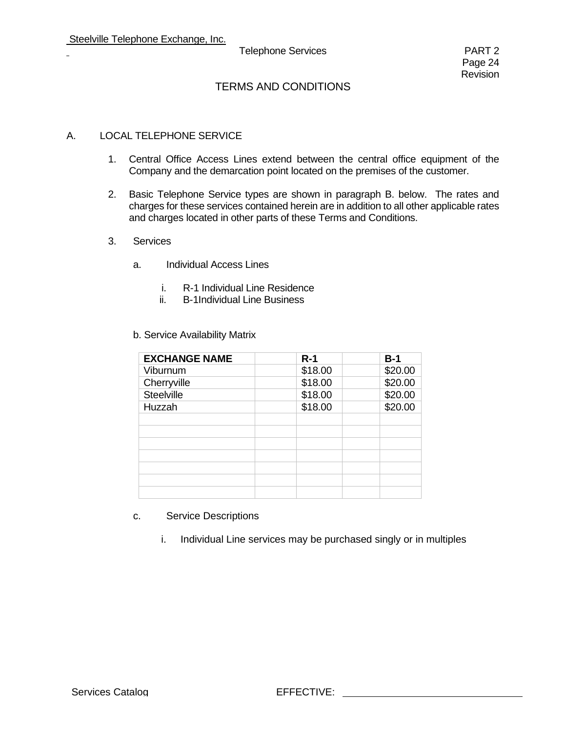## TERMS AND CONDITIONS

### A. LOCAL TELEPHONE SERVICE

1. Central Office Access Lines extend between the central office equipment of the Company and the demarcation point located on the premises of the customer.

2. Basic Telephone Service types are shown in paragraph B. below. The rates and charges for these services contained herein are in addition to all other applicable rates and charges located in other parts of these Terms and Conditions.

3. Services

   a. Individual Access Lines

      i. R-1 Individual Line Residence
      ii. B-1Individual Line Business

   b. Service Availability Matrix

| EXCHANGE NAME | | R-1 | | B-1 |
|---|---|---|---|---|
| Viburnum | | $18.00 | | $20.00 |
| Cherryville | | $18.00 | | $20.00 |
| Steelville | | $18.00 | | $20.00 |
| Huzzah | | $18.00 | | $20.00 |
| | | | | |
| | | | | |
| | | | | |
| | | | | |
| | | | | |
| | | | | |
| | | | | |

   c. Service Descriptions

      i. Individual Line services may be purchased singly or in multiples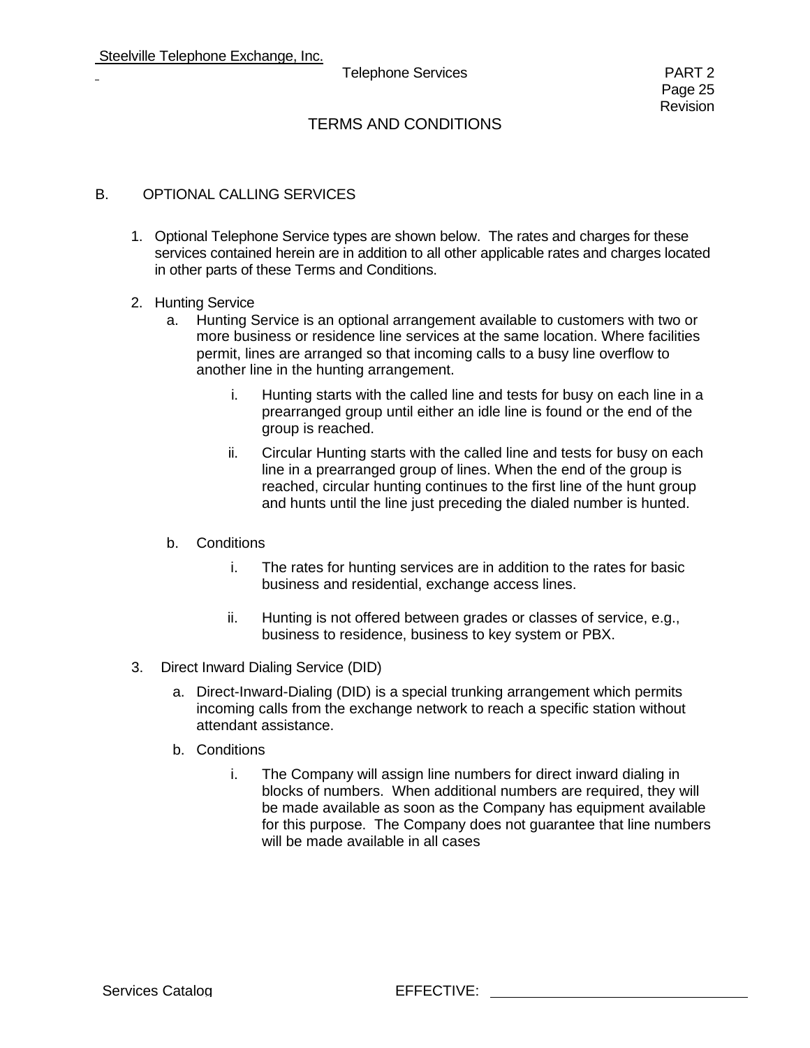## TERMS AND CONDITIONS

### B. OPTIONAL CALLING SERVICES

1. Optional Telephone Service types are shown below. The rates and charges for these services contained herein are in addition to all other applicable rates and charges located in other parts of these Terms and Conditions.

2. Hunting Service
   a. Hunting Service is an optional arrangement available to customers with two or more business or residence line services at the same location. Where facilities permit, lines are arranged so that incoming calls to a busy line overflow to another line in the hunting arrangement.

      i. Hunting starts with the called line and tests for busy on each line in a prearranged group until either an idle line is found or the end of the group is reached.

      ii. Circular Hunting starts with the called line and tests for busy on each line in a prearranged group of lines. When the end of the group is reached, circular hunting continues to the first line of the hunt group and hunts until the line just preceding the dialed number is hunted.

   b. Conditions

      i. The rates for hunting services are in addition to the rates for basic business and residential, exchange access lines.

      ii. Hunting is not offered between grades or classes of service, e.g., business to residence, business to key system or PBX.

3. Direct Inward Dialing Service (DID)

   a. Direct-Inward-Dialing (DID) is a special trunking arrangement which permits incoming calls from the exchange network to reach a specific station without attendant assistance.

   b. Conditions

      i. The Company will assign line numbers for direct inward dialing in blocks of numbers. When additional numbers are required, they will be made available as soon as the Company has equipment available for this purpose. The Company does not guarantee that line numbers will be made available in all cases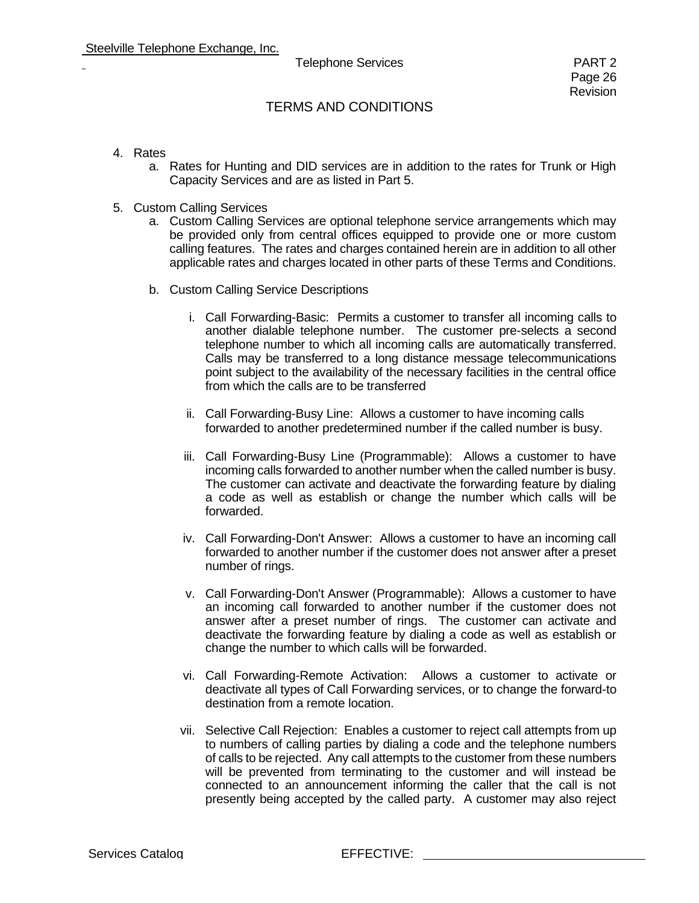# TERMS AND CONDITIONS

4. Rates
   a. Rates for Hunting and DID services are in addition to the rates for Trunk or High Capacity Services and are as listed in Part 5.

5. Custom Calling Services
   a. Custom Calling Services are optional telephone service arrangements which may be provided only from central offices equipped to provide one or more custom calling features. The rates and charges contained herein are in addition to all other applicable rates and charges located in other parts of these Terms and Conditions.

   b. Custom Calling Service Descriptions

      i. Call Forwarding-Basic: Permits a customer to transfer all incoming calls to another dialable telephone number. The customer pre-selects a second telephone number to which all incoming calls are automatically transferred. Calls may be transferred to a long distance message telecommunications point subject to the availability of the necessary facilities in the central office from which the calls are to be transferred

      ii. Call Forwarding-Busy Line: Allows a customer to have incoming calls forwarded to another predetermined number if the called number is busy.

      iii. Call Forwarding-Busy Line (Programmable): Allows a customer to have incoming calls forwarded to another number when the called number is busy. The customer can activate and deactivate the forwarding feature by dialing a code as well as establish or change the number which calls will be forwarded.

      iv. Call Forwarding-Don't Answer: Allows a customer to have an incoming call forwarded to another number if the customer does not answer after a preset number of rings.

      v. Call Forwarding-Don't Answer (Programmable): Allows a customer to have an incoming call forwarded to another number if the customer does not answer after a preset number of rings. The customer can activate and deactivate the forwarding feature by dialing a code as well as establish or change the number to which calls will be forwarded.

      vi. Call Forwarding-Remote Activation: Allows a customer to activate or deactivate all types of Call Forwarding services, or to change the forward-to destination from a remote location.

      vii. Selective Call Rejection: Enables a customer to reject call attempts from up to numbers of calling parties by dialing a code and the telephone numbers of calls to be rejected. Any call attempts to the customer from these numbers will be prevented from terminating to the customer and will instead be connected to an announcement informing the caller that the call is not presently being accepted by the called party. A customer may also reject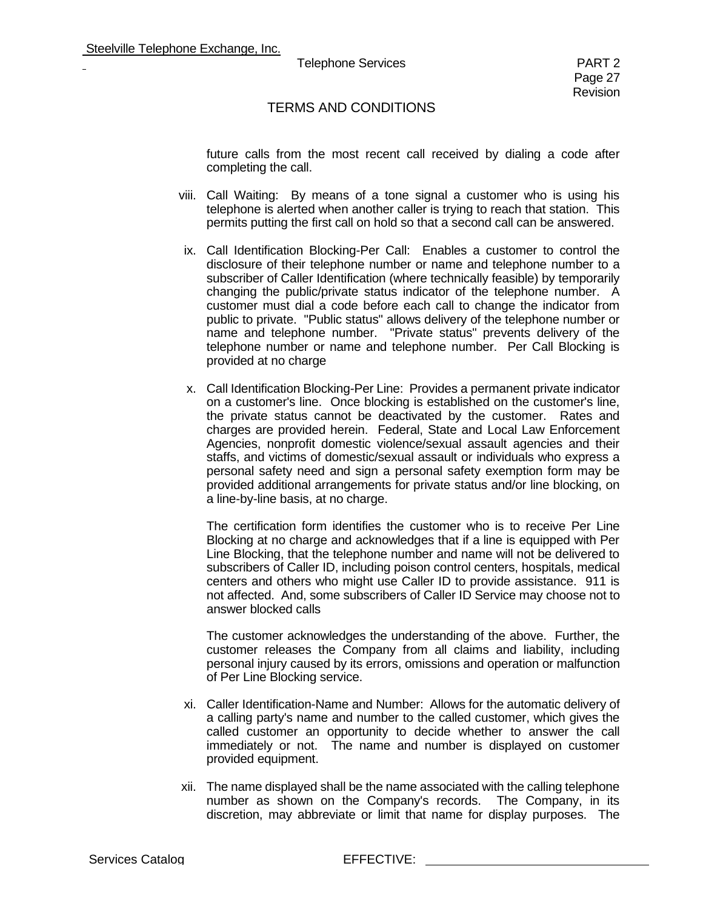future calls from the most recent call received by dialing a code after completing the call.

viii. Call Waiting: By means of a tone signal a customer who is using his telephone is alerted when another caller is trying to reach that station. This permits putting the first call on hold so that a second call can be answered.

ix. Call Identification Blocking-Per Call: Enables a customer to control the disclosure of their telephone number or name and telephone number to a subscriber of Caller Identification (where technically feasible) by temporarily changing the public/private status indicator of the telephone number. A customer must dial a code before each call to change the indicator from public to private. "Public status" allows delivery of the telephone number or name and telephone number. "Private status" prevents delivery of the telephone number or name and telephone number. Per Call Blocking is provided at no charge

x. Call Identification Blocking-Per Line: Provides a permanent private indicator on a customer's line. Once blocking is established on the customer's line, the private status cannot be deactivated by the customer. Rates and charges are provided herein. Federal, State and Local Law Enforcement Agencies, nonprofit domestic violence/sexual assault agencies and their staffs, and victims of domestic/sexual assault or individuals who express a personal safety need and sign a personal safety exemption form may be provided additional arrangements for private status and/or line blocking, on a line-by-line basis, at no charge.

The certification form identifies the customer who is to receive Per Line Blocking at no charge and acknowledges that if a line is equipped with Per Line Blocking, that the telephone number and name will not be delivered to subscribers of Caller ID, including poison control centers, hospitals, medical centers and others who might use Caller ID to provide assistance. 911 is not affected. And, some subscribers of Caller ID Service may choose not to answer blocked calls

The customer acknowledges the understanding of the above. Further, the customer releases the Company from all claims and liability, including personal injury caused by its errors, omissions and operation or malfunction of Per Line Blocking service.

xi. Caller Identification-Name and Number: Allows for the automatic delivery of a calling party's name and number to the called customer, which gives the called customer an opportunity to decide whether to answer the call immediately or not. The name and number is displayed on customer provided equipment.

xii. The name displayed shall be the name associated with the calling telephone number as shown on the Company's records. The Company, in its discretion, may abbreviate or limit that name for display purposes. The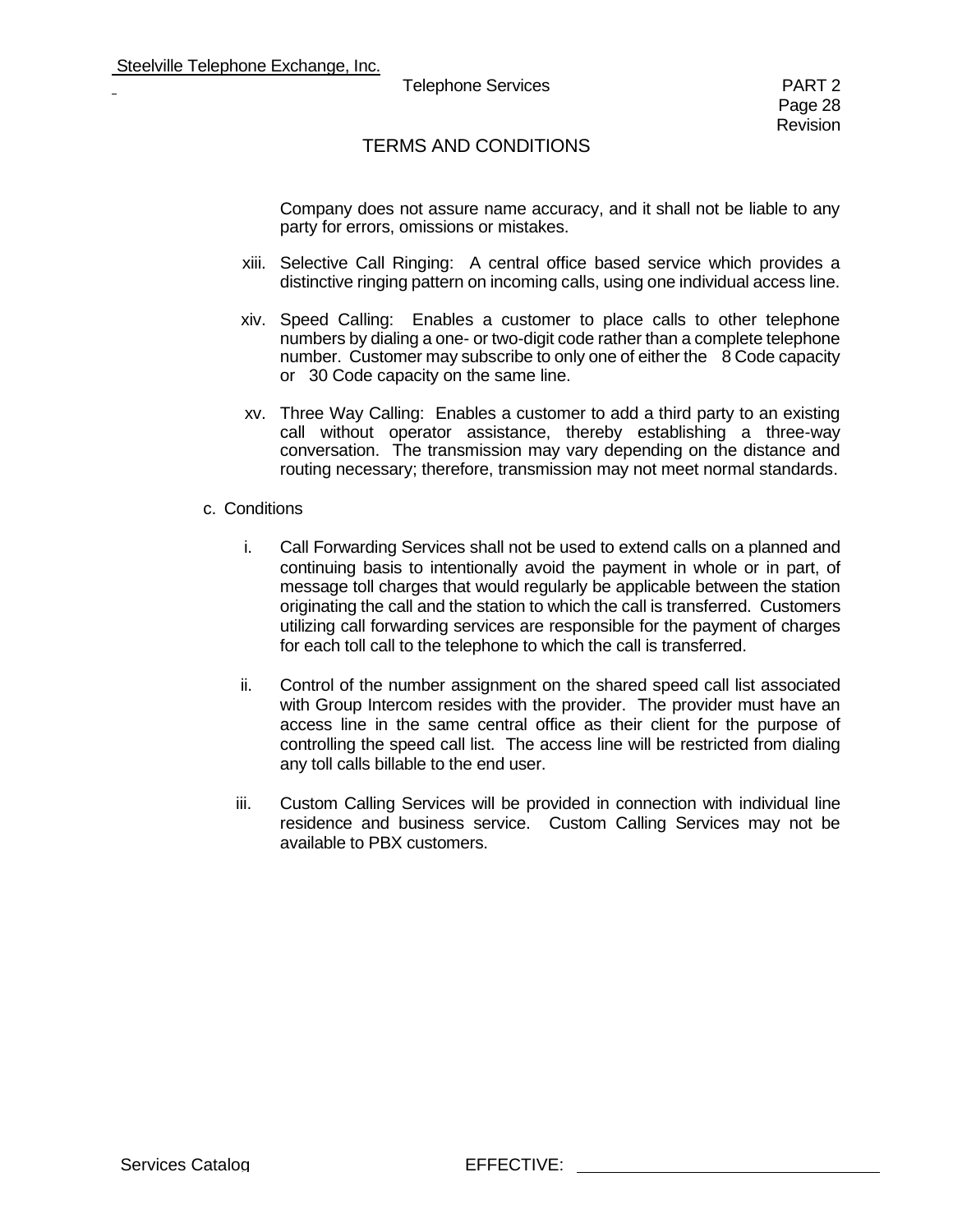## TERMS AND CONDITIONS

Company does not assure name accuracy, and it shall not be liable to any party for errors, omissions or mistakes.

xiii. Selective Call Ringing: A central office based service which provides a distinctive ringing pattern on incoming calls, using one individual access line.

xiv. Speed Calling: Enables a customer to place calls to other telephone numbers by dialing a one- or two-digit code rather than a complete telephone number. Customer may subscribe to only one of either the 8 Code capacity or 30 Code capacity on the same line.

xv. Three Way Calling: Enables a customer to add a third party to an existing call without operator assistance, thereby establishing a three-way conversation. The transmission may vary depending on the distance and routing necessary; therefore, transmission may not meet normal standards.

c. Conditions

i. Call Forwarding Services shall not be used to extend calls on a planned and continuing basis to intentionally avoid the payment in whole or in part, of message toll charges that would regularly be applicable between the station originating the call and the station to which the call is transferred. Customers utilizing call forwarding services are responsible for the payment of charges for each toll call to the telephone to which the call is transferred.

ii. Control of the number assignment on the shared speed call list associated with Group Intercom resides with the provider. The provider must have an access line in the same central office as their client for the purpose of controlling the speed call list. The access line will be restricted from dialing any toll calls billable to the end user.

iii. Custom Calling Services will be provided in connection with individual line residence and business service. Custom Calling Services may not be available to PBX customers.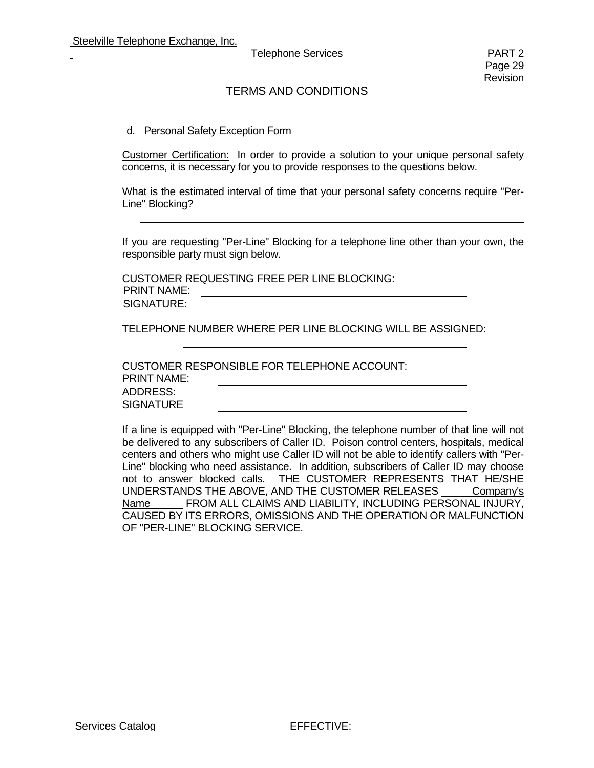## TERMS AND CONDITIONS

d. Personal Safety Exception Form

Customer Certification: In order to provide a solution to your unique personal safety concerns, it is necessary for you to provide responses to the questions below.

What is the estimated interval of time that your personal safety concerns require "Per-Line" Blocking?

\_\_\_\_\_\_\_\_\_\_\_\_\_\_\_\_\_\_\_\_\_\_\_\_\_\_\_\_\_\_\_\_\_\_\_\_\_\_\_\_\_\_\_\_\_\_\_\_

If you are requesting "Per-Line" Blocking for a telephone line other than your own, the responsible party must sign below.

CUSTOMER REQUESTING FREE PER LINE BLOCKING:

PRINT NAME: \_\_\_\_\_\_\_\_\_\_\_\_\_\_\_\_\_\_\_\_\_\_\_\_\_\_\_\_\_\_\_\_\_\_\_\_

SIGNATURE: \_\_\_\_\_\_\_\_\_\_\_\_\_\_\_\_\_\_\_\_\_\_\_\_\_\_\_\_\_\_\_\_\_\_\_\_

TELEPHONE NUMBER WHERE PER LINE BLOCKING WILL BE ASSIGNED:

\_\_\_\_\_\_\_\_\_\_\_\_\_\_\_\_\_\_\_\_\_\_\_\_\_\_\_\_\_\_\_\_\_\_\_\_

CUSTOMER RESPONSIBLE FOR TELEPHONE ACCOUNT:

PRINT NAME: \_\_\_\_\_\_\_\_\_\_\_\_\_\_\_\_\_\_\_\_\_\_\_\_\_\_\_\_\_\_\_\_\_\_\_\_

ADDRESS: \_\_\_\_\_\_\_\_\_\_\_\_\_\_\_\_\_\_\_\_\_\_\_\_\_\_\_\_\_\_\_\_\_\_\_\_

SIGNATURE \_\_\_\_\_\_\_\_\_\_\_\_\_\_\_\_\_\_\_\_\_\_\_\_\_\_\_\_\_\_\_\_\_\_\_\_

If a line is equipped with "Per-Line" Blocking, the telephone number of that line will not be delivered to any subscribers of Caller ID. Poison control centers, hospitals, medical centers and others who might use Caller ID will not be able to identify callers with "Per-Line" blocking who need assistance. In addition, subscribers of Caller ID may choose not to answer blocked calls. THE CUSTOMER REPRESENTS THAT HE/SHE UNDERSTANDS THE ABOVE, AND THE CUSTOMER RELEASES Company's Name FROM ALL CLAIMS AND LIABILITY, INCLUDING PERSONAL INJURY, CAUSED BY ITS ERRORS, OMISSIONS AND THE OPERATION OR MALFUNCTION OF "PER-LINE" BLOCKING SERVICE.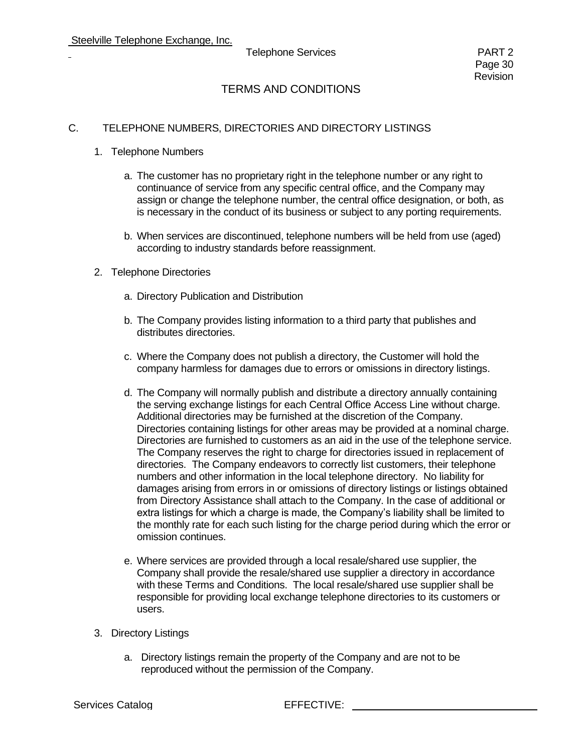# TERMS AND CONDITIONS

## C. TELEPHONE NUMBERS, DIRECTORIES AND DIRECTORY LISTINGS

1. Telephone Numbers

   a. The customer has no proprietary right in the telephone number or any right to continuance of service from any specific central office, and the Company may assign or change the telephone number, the central office designation, or both, as is necessary in the conduct of its business or subject to any porting requirements.

   b. When services are discontinued, telephone numbers will be held from use (aged) according to industry standards before reassignment.

2. Telephone Directories

   a. Directory Publication and Distribution

   b. The Company provides listing information to a third party that publishes and distributes directories.

   c. Where the Company does not publish a directory, the Customer will hold the company harmless for damages due to errors or omissions in directory listings.

   d. The Company will normally publish and distribute a directory annually containing the serving exchange listings for each Central Office Access Line without charge. Additional directories may be furnished at the discretion of the Company. Directories containing listings for other areas may be provided at a nominal charge. Directories are furnished to customers as an aid in the use of the telephone service. The Company reserves the right to charge for directories issued in replacement of directories. The Company endeavors to correctly list customers, their telephone numbers and other information in the local telephone directory. No liability for damages arising from errors in or omissions of directory listings or listings obtained from Directory Assistance shall attach to the Company. In the case of additional or extra listings for which a charge is made, the Company's liability shall be limited to the monthly rate for each such listing for the charge period during which the error or omission continues.

   e. Where services are provided through a local resale/shared use supplier, the Company shall provide the resale/shared use supplier a directory in accordance with these Terms and Conditions. The local resale/shared use supplier shall be responsible for providing local exchange telephone directories to its customers or users.

3. Directory Listings

   a. Directory listings remain the property of the Company and are not to be reproduced without the permission of the Company.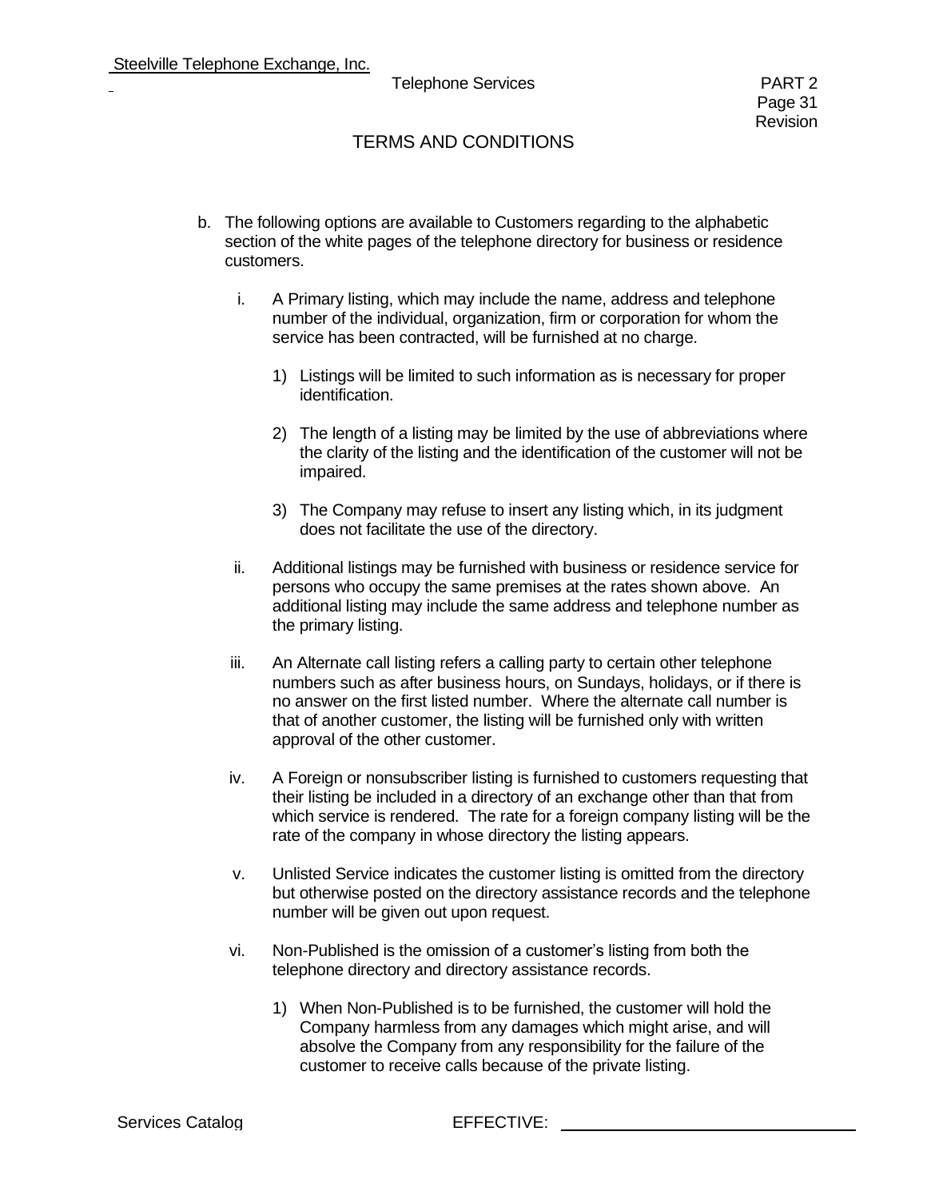## TERMS AND CONDITIONS

b. The following options are available to Customers regarding to the alphabetic section of the white pages of the telephone directory for business or residence customers.

   i. A Primary listing, which may include the name, address and telephone number of the individual, organization, firm or corporation for whom the service has been contracted, will be furnished at no charge.

      1) Listings will be limited to such information as is necessary for proper identification.

      2) The length of a listing may be limited by the use of abbreviations where the clarity of the listing and the identification of the customer will not be impaired.

      3) The Company may refuse to insert any listing which, in its judgment does not facilitate the use of the directory.

   ii. Additional listings may be furnished with business or residence service for persons who occupy the same premises at the rates shown above. An additional listing may include the same address and telephone number as the primary listing.

   iii. An Alternate call listing refers a calling party to certain other telephone numbers such as after business hours, on Sundays, holidays, or if there is no answer on the first listed number. Where the alternate call number is that of another customer, the listing will be furnished only with written approval of the other customer.

   iv. A Foreign or nonsubscriber listing is furnished to customers requesting that their listing be included in a directory of an exchange other than that from which service is rendered. The rate for a foreign company listing will be the rate of the company in whose directory the listing appears.

   v. Unlisted Service indicates the customer listing is omitted from the directory but otherwise posted on the directory assistance records and the telephone number will be given out upon request.

   vi. Non-Published is the omission of a customer's listing from both the telephone directory and directory assistance records.

      1) When Non-Published is to be furnished, the customer will hold the Company harmless from any damages which might arise, and will absolve the Company from any responsibility for the failure of the customer to receive calls because of the private listing.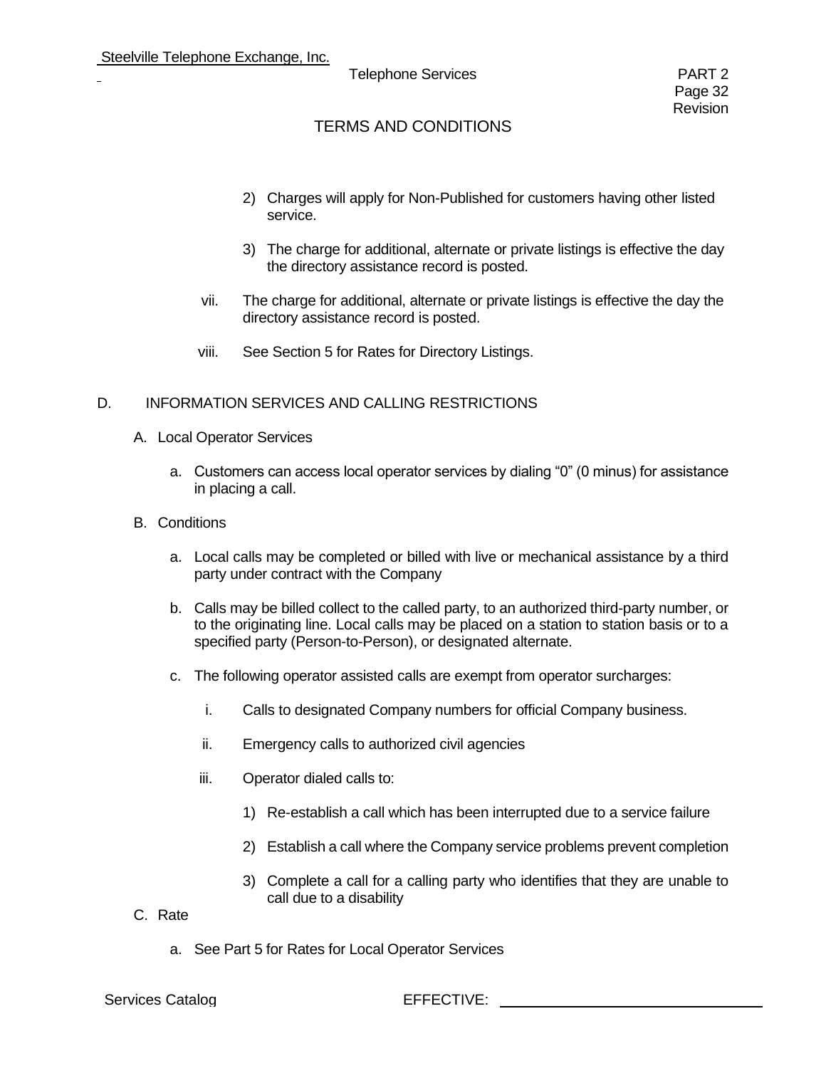2) Charges will apply for Non-Published for customers having other listed service.

3) The charge for additional, alternate or private listings is effective the day the directory assistance record is posted.

vii. The charge for additional, alternate or private listings is effective the day the directory assistance record is posted.

viii. See Section 5 for Rates for Directory Listings.

## D. INFORMATION SERVICES AND CALLING RESTRICTIONS

### A. Local Operator Services

a. Customers can access local operator services by dialing “0” (0 minus) for assistance in placing a call.

### B. Conditions

a. Local calls may be completed or billed with live or mechanical assistance by a third party under contract with the Company

b. Calls may be billed collect to the called party, to an authorized third-party number, or to the originating line. Local calls may be placed on a station to station basis or to a specified party (Person-to-Person), or designated alternate.

c. The following operator assisted calls are exempt from operator surcharges:

i. Calls to designated Company numbers for official Company business.

ii. Emergency calls to authorized civil agencies

iii. Operator dialed calls to:

1) Re-establish a call which has been interrupted due to a service failure

2) Establish a call where the Company service problems prevent completion

3) Complete a call for a calling party who identifies that they are unable to call due to a disability

### C. Rate

a. See Part 5 for Rates for Local Operator Services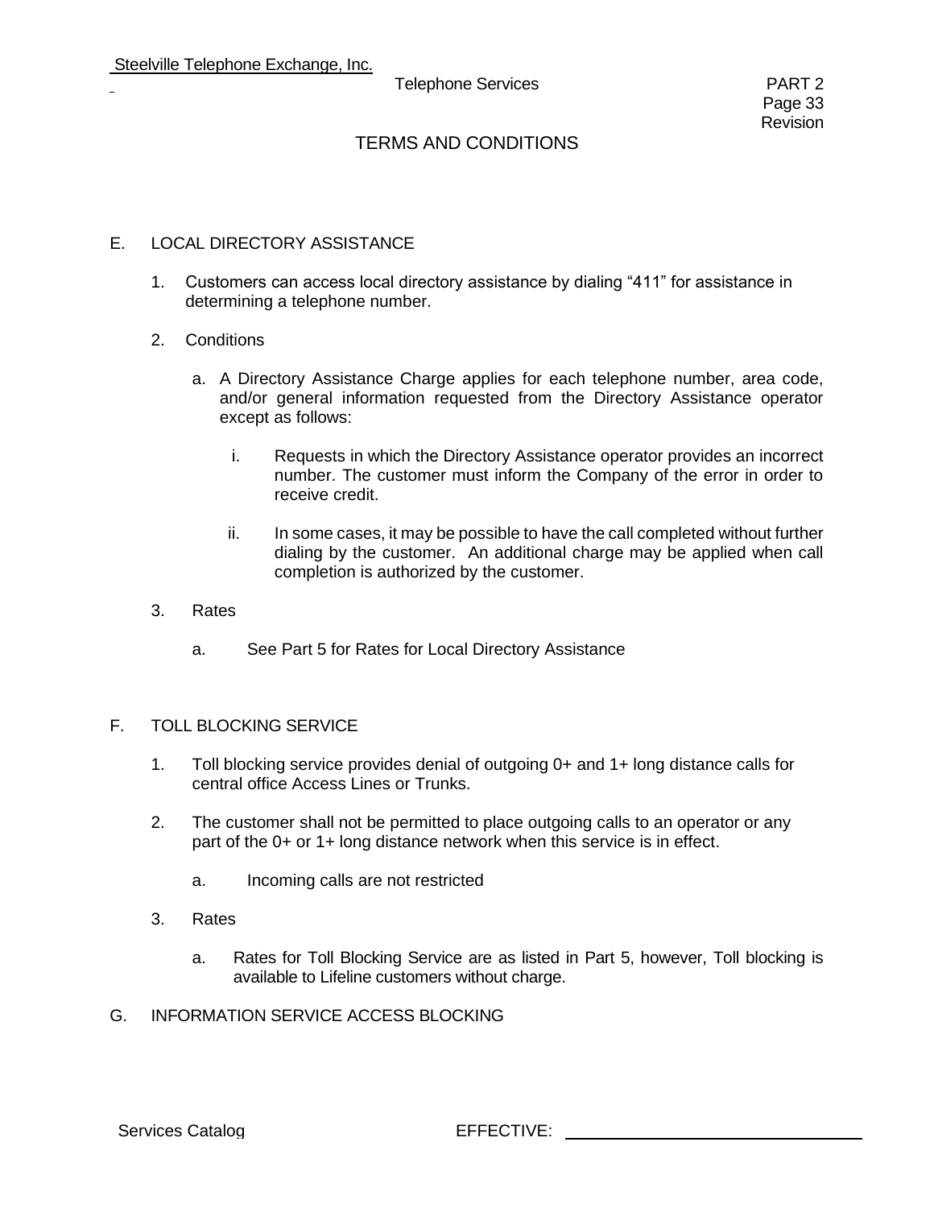## TERMS AND CONDITIONS

### E. LOCAL DIRECTORY ASSISTANCE

1. Customers can access local directory assistance by dialing "411" for assistance in determining a telephone number.

2. Conditions

   a. A Directory Assistance Charge applies for each telephone number, area code, and/or general information requested from the Directory Assistance operator except as follows:

      i. Requests in which the Directory Assistance operator provides an incorrect number. The customer must inform the Company of the error in order to receive credit.

      ii. In some cases, it may be possible to have the call completed without further dialing by the customer. An additional charge may be applied when call completion is authorized by the customer.

3. Rates

   a. See Part 5 for Rates for Local Directory Assistance

### F. TOLL BLOCKING SERVICE

1. Toll blocking service provides denial of outgoing 0+ and 1+ long distance calls for central office Access Lines or Trunks.

2. The customer shall not be permitted to place outgoing calls to an operator or any part of the 0+ or 1+ long distance network when this service is in effect.

   a. Incoming calls are not restricted

3. Rates

   a. Rates for Toll Blocking Service are as listed in Part 5, however, Toll blocking is available to Lifeline customers without charge.

### G. INFORMATION SERVICE ACCESS BLOCKING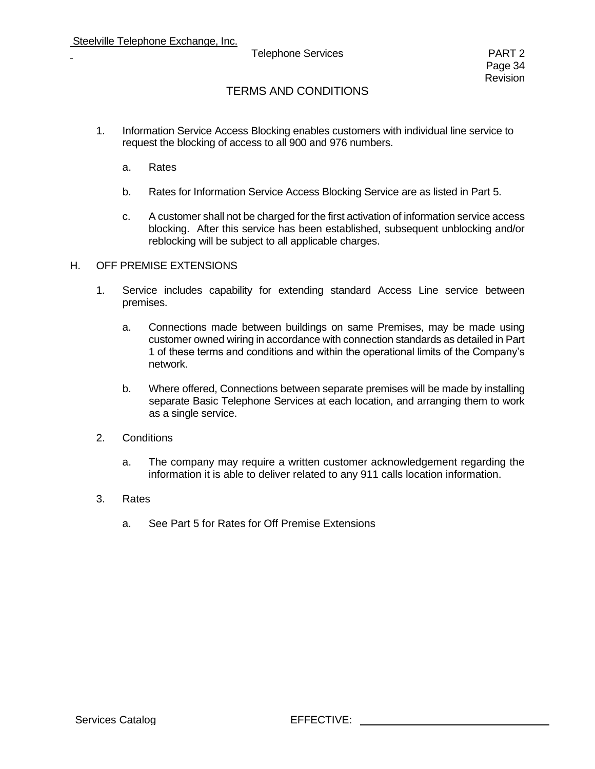1. Information Service Access Blocking enables customers with individual line service to request the blocking of access to all 900 and 976 numbers.

   a. Rates

   b. Rates for Information Service Access Blocking Service are as listed in Part 5.

   c. A customer shall not be charged for the first activation of information service access blocking. After this service has been established, subsequent unblocking and/or reblocking will be subject to all applicable charges.

H. OFF PREMISE EXTENSIONS

1. Service includes capability for extending standard Access Line service between premises.

   a. Connections made between buildings on same Premises, may be made using customer owned wiring in accordance with connection standards as detailed in Part 1 of these terms and conditions and within the operational limits of the Company's network.

   b. Where offered, Connections between separate premises will be made by installing separate Basic Telephone Services at each location, and arranging them to work as a single service.

2. Conditions

   a. The company may require a written customer acknowledgement regarding the information it is able to deliver related to any 911 calls location information.

3. Rates

   a. See Part 5 for Rates for Off Premise Extensions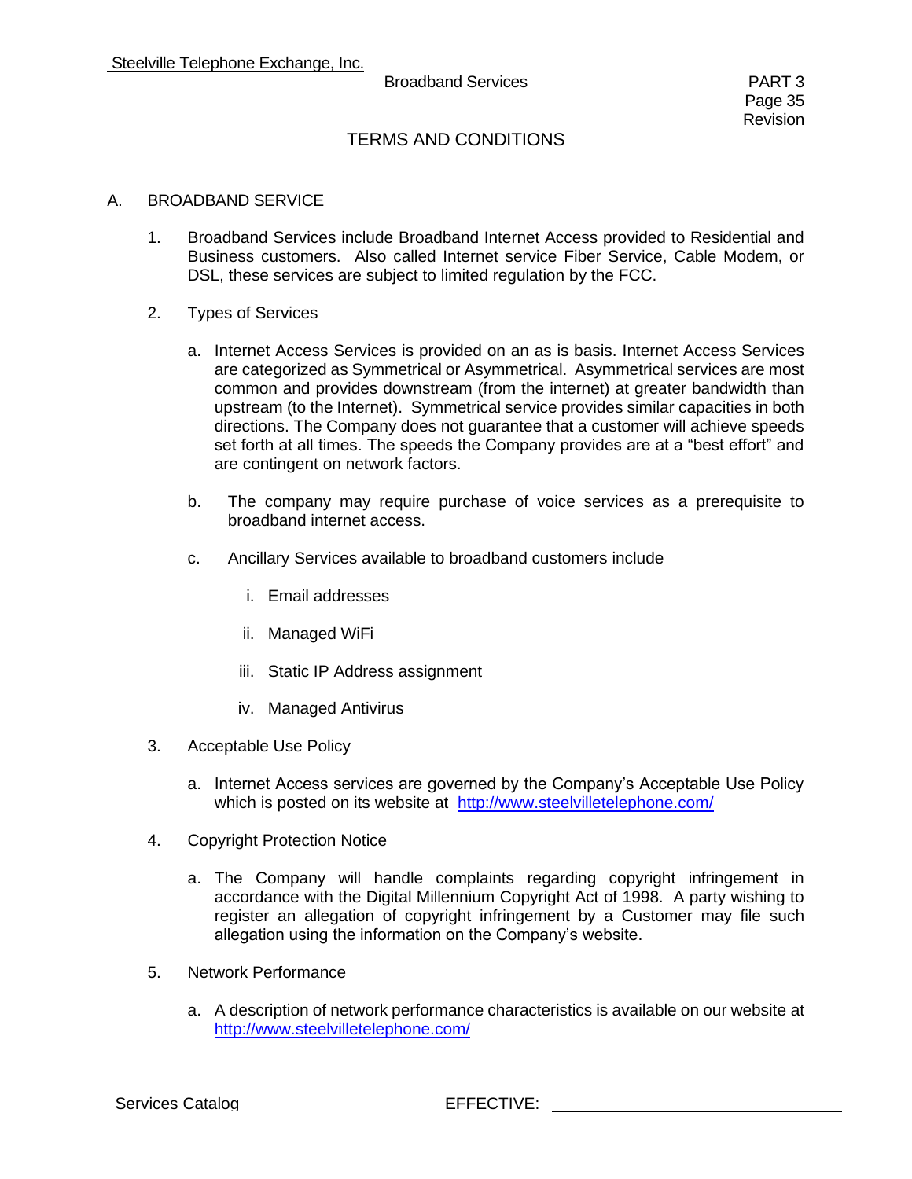# TERMS AND CONDITIONS

## A. BROADBAND SERVICE

1. Broadband Services include Broadband Internet Access provided to Residential and Business customers. Also called Internet service Fiber Service, Cable Modem, or DSL, these services are subject to limited regulation by the FCC.

2. Types of Services

   a. Internet Access Services is provided on an as is basis. Internet Access Services are categorized as Symmetrical or Asymmetrical. Asymmetrical services are most common and provides downstream (from the internet) at greater bandwidth than upstream (to the Internet). Symmetrical service provides similar capacities in both directions. The Company does not guarantee that a customer will achieve speeds set forth at all times. The speeds the Company provides are at a "best effort" and are contingent on network factors.

   b. The company may require purchase of voice services as a prerequisite to broadband internet access.

   c. Ancillary Services available to broadband customers include

      i. Email addresses

      ii. Managed WiFi

      iii. Static IP Address assignment

      iv. Managed Antivirus

3. Acceptable Use Policy

   a. Internet Access services are governed by the Company's Acceptable Use Policy which is posted on its website at http://www.steelvilletelephone.com/

4. Copyright Protection Notice

   a. The Company will handle complaints regarding copyright infringement in accordance with the Digital Millennium Copyright Act of 1998. A party wishing to register an allegation of copyright infringement by a Customer may file such allegation using the information on the Company's website.

5. Network Performance

   a. A description of network performance characteristics is available on our website at http://www.steelvilletelephone.com/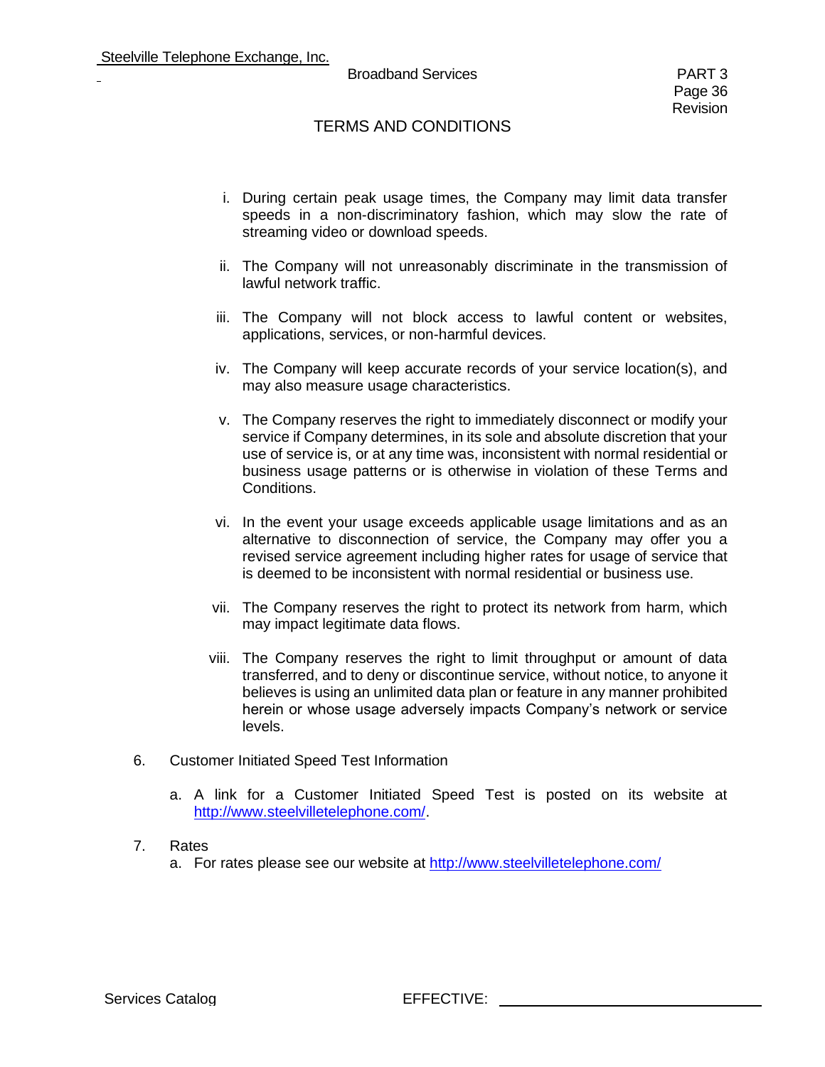## TERMS AND CONDITIONS

i. During certain peak usage times, the Company may limit data transfer speeds in a non-discriminatory fashion, which may slow the rate of streaming video or download speeds.

ii. The Company will not unreasonably discriminate in the transmission of lawful network traffic.

iii. The Company will not block access to lawful content or websites, applications, services, or non-harmful devices.

iv. The Company will keep accurate records of your service location(s), and may also measure usage characteristics.

v. The Company reserves the right to immediately disconnect or modify your service if Company determines, in its sole and absolute discretion that your use of service is, or at any time was, inconsistent with normal residential or business usage patterns or is otherwise in violation of these Terms and Conditions.

vi. In the event your usage exceeds applicable usage limitations and as an alternative to disconnection of service, the Company may offer you a revised service agreement including higher rates for usage of service that is deemed to be inconsistent with normal residential or business use.

vii. The Company reserves the right to protect its network from harm, which may impact legitimate data flows.

viii. The Company reserves the right to limit throughput or amount of data transferred, and to deny or discontinue service, without notice, to anyone it believes is using an unlimited data plan or feature in any manner prohibited herein or whose usage adversely impacts Company's network or service levels.

6. Customer Initiated Speed Test Information

   a. A link for a Customer Initiated Speed Test is posted on its website at http://www.steelvilletelephone.com/.

7. Rates

   a. For rates please see our website at http://www.steelvilletelephone.com/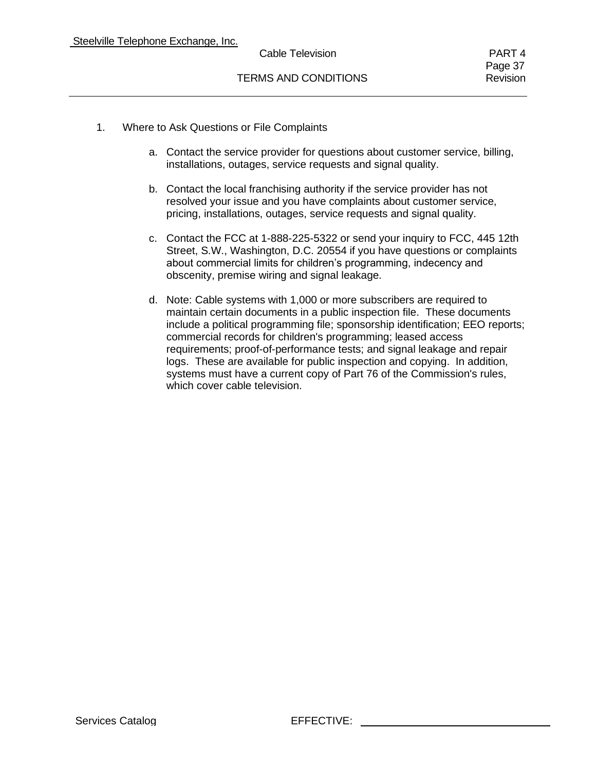1. Where to Ask Questions or File Complaints

   a. Contact the service provider for questions about customer service, billing, installations, outages, service requests and signal quality.

   b. Contact the local franchising authority if the service provider has not resolved your issue and you have complaints about customer service, pricing, installations, outages, service requests and signal quality.

   c. Contact the FCC at 1-888-225-5322 or send your inquiry to FCC, 445 12th Street, S.W., Washington, D.C. 20554 if you have questions or complaints about commercial limits for children's programming, indecency and obscenity, premise wiring and signal leakage.

   d. Note: Cable systems with 1,000 or more subscribers are required to maintain certain documents in a public inspection file. These documents include a political programming file; sponsorship identification; EEO reports; commercial records for children's programming; leased access requirements; proof-of-performance tests; and signal leakage and repair logs. These are available for public inspection and copying. In addition, systems must have a current copy of Part 76 of the Commission's rules, which cover cable television.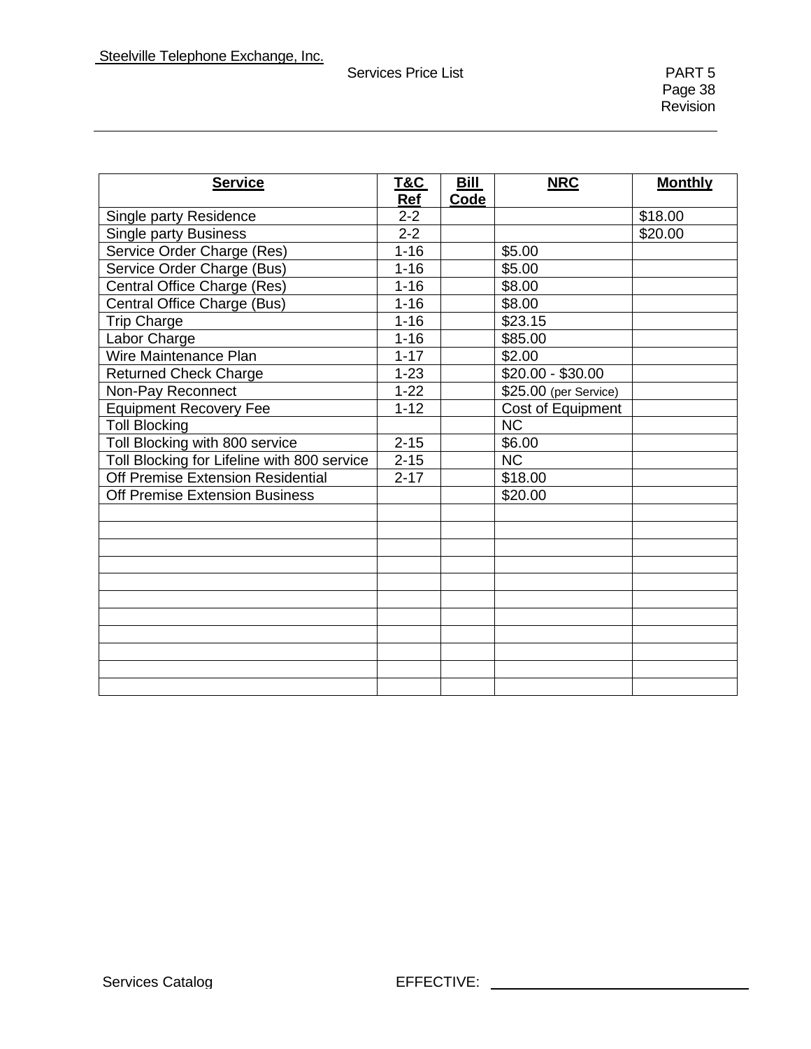| Service | T&C Ref | Bill Code | NRC | Monthly |
|---|---|---|---|---|
| Single party Residence | 2-2 | | | $18.00 |
| Single party Business | 2-2 | | | $20.00 |
| Service Order Charge (Res) | 1-16 | | $5.00 | |
| Service Order Charge (Bus) | 1-16 | | $5.00 | |
| Central Office Charge (Res) | 1-16 | | $8.00 | |
| Central Office Charge (Bus) | 1-16 | | $8.00 | |
| Trip Charge | 1-16 | | $23.15 | |
| Labor Charge | 1-16 | | $85.00 | |
| Wire Maintenance Plan | 1-17 | | $2.00 | |
| Returned Check Charge | 1-23 | | $20.00 - $30.00 | |
| Non-Pay Reconnect | 1-22 | | $25.00 (per Service) | |
| Equipment Recovery Fee | 1-12 | | Cost of Equipment | |
| Toll Blocking | | | NC | |
| Toll Blocking with 800 service | 2-15 | | $6.00 | |
| Toll Blocking for Lifeline with 800 service | 2-15 | | NC | |
| Off Premise Extension Residential | 2-17 | | $18.00 | |
| Off Premise Extension Business | | | $20.00 | |
| | | | | |
| | | | | |
| | | | | |
| | | | | |
| | | | | |
| | | | | |
| | | | | |
| | | | | |
| | | | | |
| | | | | |
| | | | | |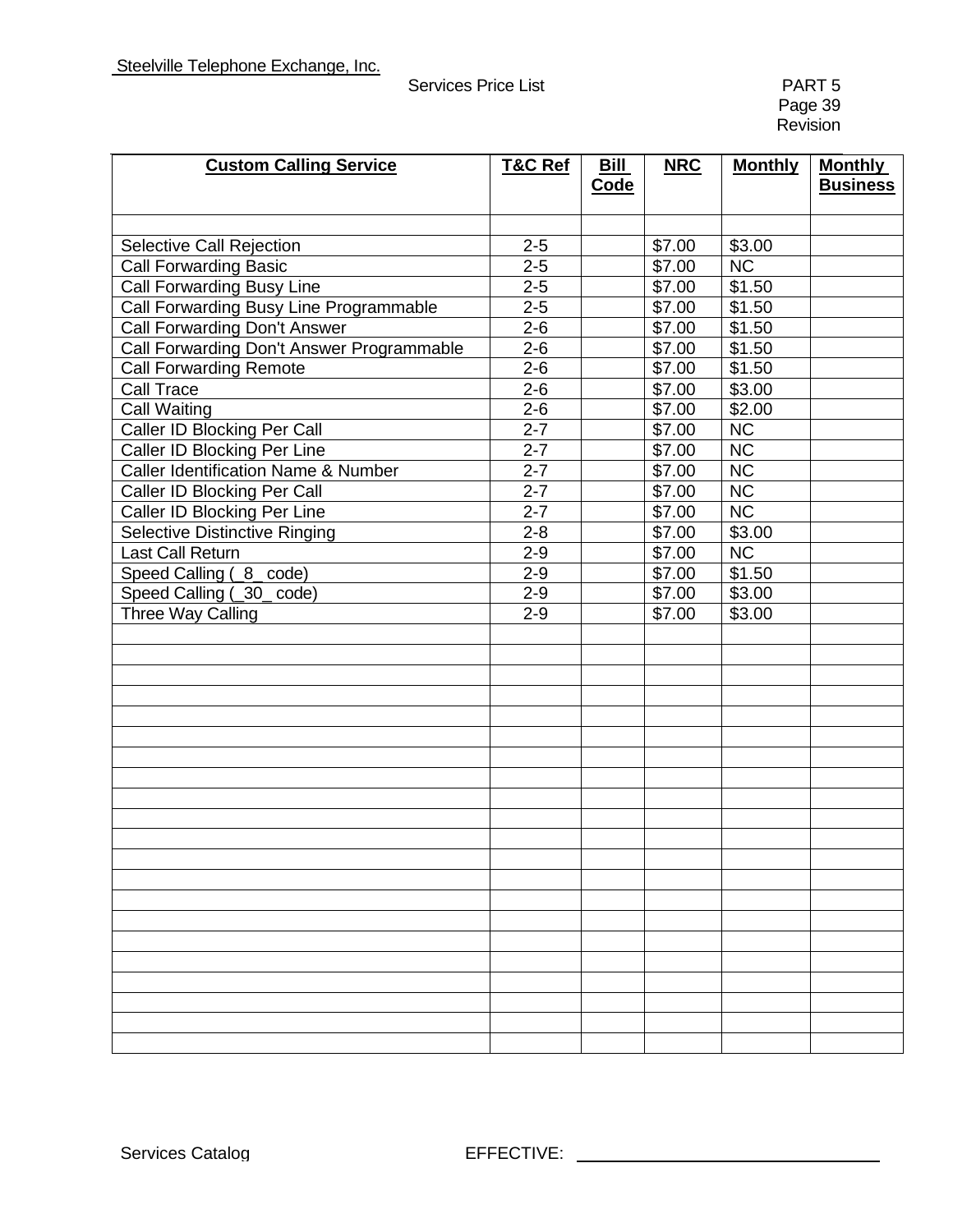Steelville Telephone Exchange, Inc.

Services Price List

PART 5
Page 39
Revision

| Custom Calling Service | T&C Ref | Bill Code | NRC | Monthly | Monthly Business |
|---|---|---|---|---|---|
| | | | | | |
| Selective Call Rejection | 2-5 | | $7.00 | $3.00 | |
| Call Forwarding Basic | 2-5 | | $7.00 | NC | |
| Call Forwarding Busy Line | 2-5 | | $7.00 | $1.50 | |
| Call Forwarding Busy Line Programmable | 2-5 | | $7.00 | $1.50 | |
| Call Forwarding Don't Answer | 2-6 | | $7.00 | $1.50 | |
| Call Forwarding Don't Answer Programmable | 2-6 | | $7.00 | $1.50 | |
| Call Forwarding Remote | 2-6 | | $7.00 | $1.50 | |
| Call Trace | 2-6 | | $7.00 | $3.00 | |
| Call Waiting | 2-6 | | $7.00 | $2.00 | |
| Caller ID Blocking Per Call | 2-7 | | $7.00 | NC | |
| Caller ID Blocking Per Line | 2-7 | | $7.00 | NC | |
| Caller Identification Name & Number | 2-7 | | $7.00 | NC | |
| Caller ID Blocking Per Call | 2-7 | | $7.00 | NC | |
| Caller ID Blocking Per Line | 2-7 | | $7.00 | NC | |
| Selective Distinctive Ringing | 2-8 | | $7.00 | $3.00 | |
| Last Call Return | 2-9 | | $7.00 | NC | |
| Speed Calling (_8_ code) | 2-9 | | $7.00 | $1.50 | |
| Speed Calling (_30_ code) | 2-9 | | $7.00 | $3.00 | |
| Three Way Calling | 2-9 | | $7.00 | $3.00 | |

Services Catalog EFFECTIVE: